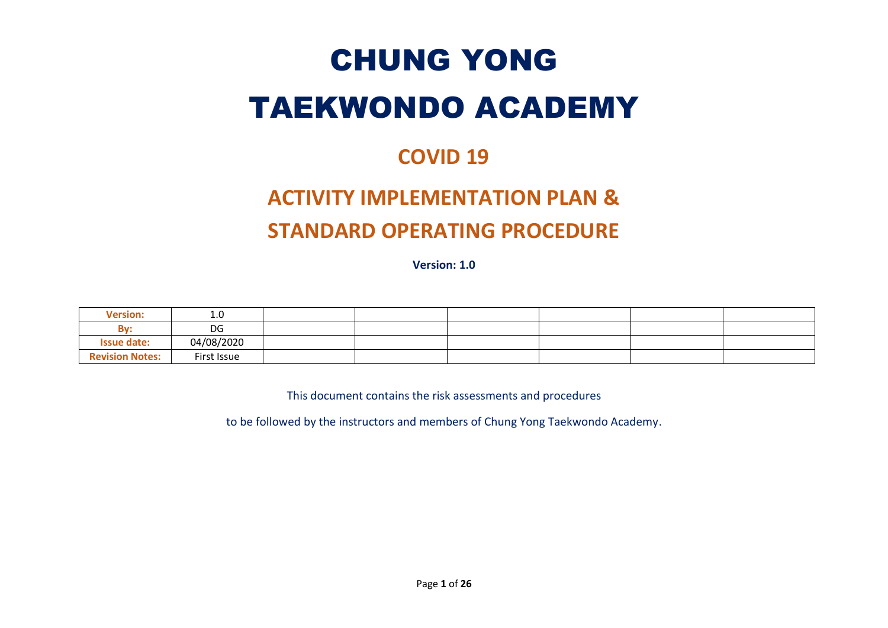# CHUNG YONG TAEKWONDO ACADEMY

## COVID 19

## ACTIVITY IMPLEMENTATION PLAN & STANDARD OPERATING PROCEDURE

**Version: 1.0**

| **Version:** | 1.0 | | | | | | |
|---|---|---|---|---|---|---|---|
| **By:** | DG | | | | | | |
| **Issue date:** | 04/08/2020 | | | | | | |
| **Revision Notes:** | First Issue | | | | | | |

This document contains the risk assessments and procedures

to be followed by the instructors and members of Chung Yong Taekwondo Academy.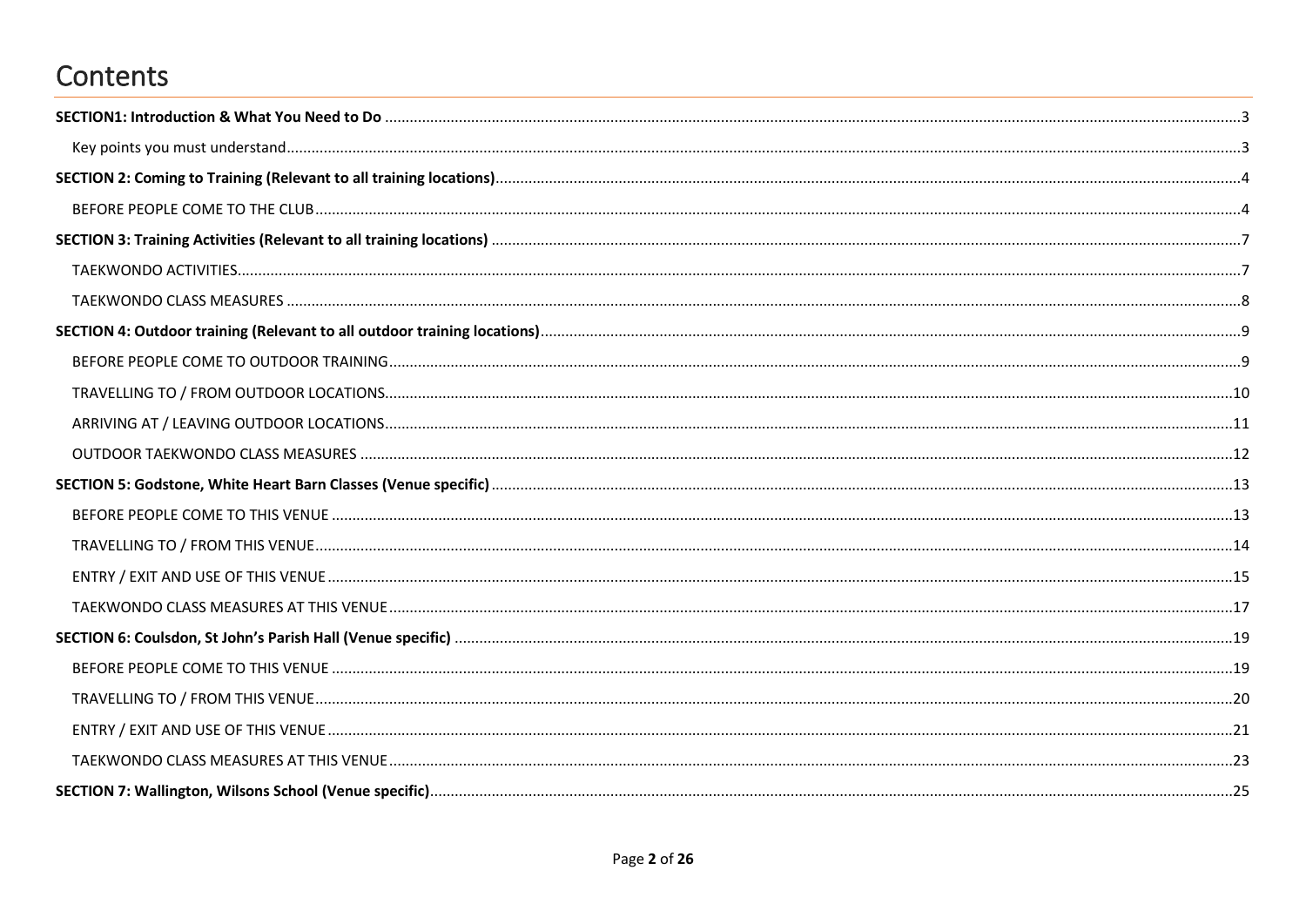# Contents

**SECTION1: Introduction & What You Need to Do** ..... 3

- Key points you must understand ..... 3

**SECTION 2: Coming to Training (Relevant to all training locations)** ..... 4

- BEFORE PEOPLE COME TO THE CLUB ..... 4

**SECTION 3: Training Activities (Relevant to all training locations)** ..... 7

- TAEKWONDO ACTIVITIES ..... 7
- TAEKWONDO CLASS MEASURES ..... 8

**SECTION 4: Outdoor training (Relevant to all outdoor training locations)** ..... 9

- BEFORE PEOPLE COME TO OUTDOOR TRAINING ..... 9
- TRAVELLING TO / FROM OUTDOOR LOCATIONS ..... 10
- ARRIVING AT / LEAVING OUTDOOR LOCATIONS ..... 11
- OUTDOOR TAEKWONDO CLASS MEASURES ..... 12

**SECTION 5: Godstone, White Heart Barn Classes (Venue specific)** ..... 13

- BEFORE PEOPLE COME TO THIS VENUE ..... 13
- TRAVELLING TO / FROM THIS VENUE ..... 14
- ENTRY / EXIT AND USE OF THIS VENUE ..... 15
- TAEKWONDO CLASS MEASURES AT THIS VENUE ..... 17

**SECTION 6: Coulsdon, St John's Parish Hall (Venue specific)** ..... 19

- BEFORE PEOPLE COME TO THIS VENUE ..... 19
- TRAVELLING TO / FROM THIS VENUE ..... 20
- ENTRY / EXIT AND USE OF THIS VENUE ..... 21
- TAEKWONDO CLASS MEASURES AT THIS VENUE ..... 23

**SECTION 7: Wallington, Wilsons School (Venue specific)** ..... 25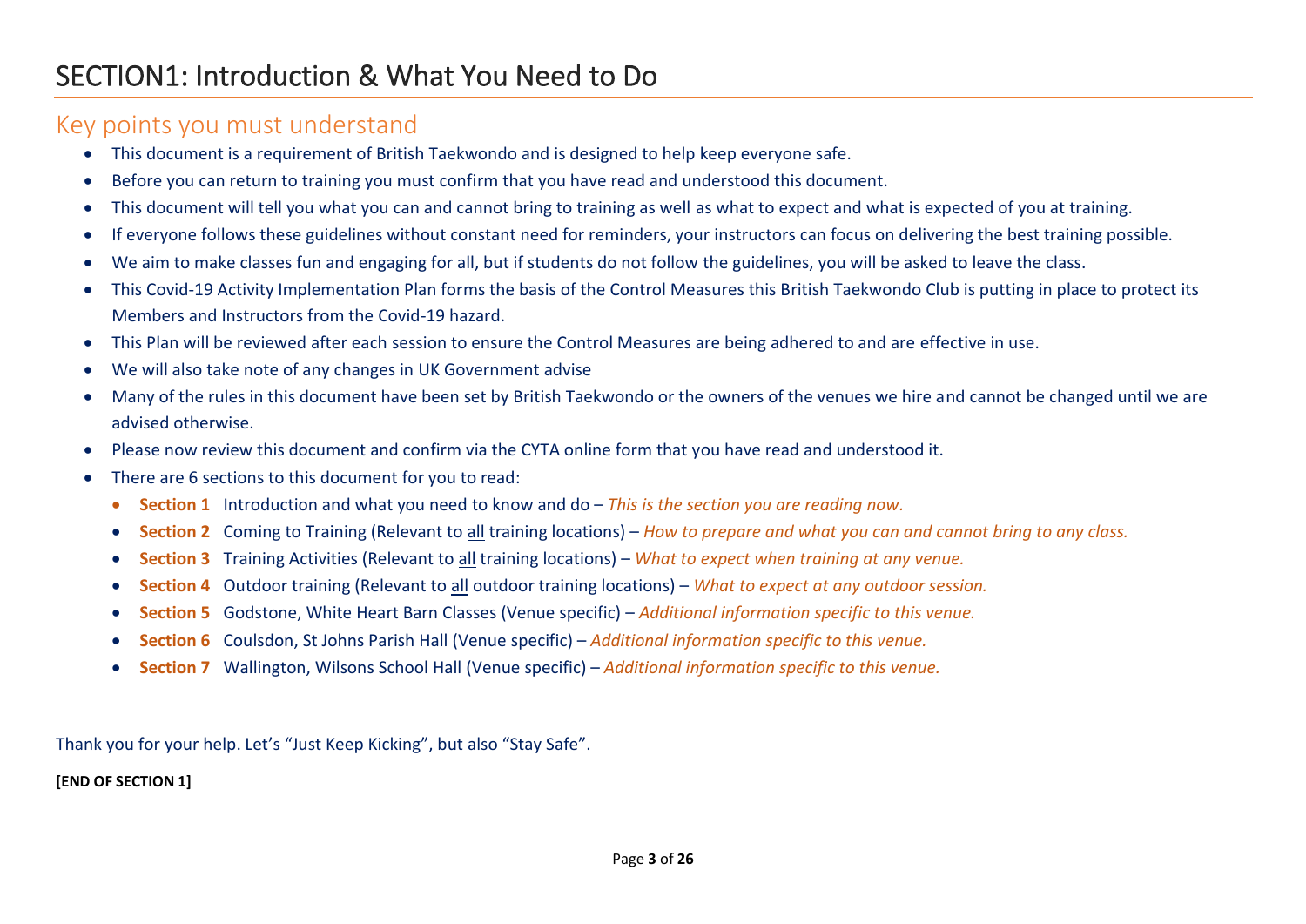# SECTION1: Introduction & What You Need to Do

## Key points you must understand

- This document is a requirement of British Taekwondo and is designed to help keep everyone safe.
- Before you can return to training you must confirm that you have read and understood this document.
- This document will tell you what you can and cannot bring to training as well as what to expect and what is expected of you at training.
- If everyone follows these guidelines without constant need for reminders, your instructors can focus on delivering the best training possible.
- We aim to make classes fun and engaging for all, but if students do not follow the guidelines, you will be asked to leave the class.
- This Covid-19 Activity Implementation Plan forms the basis of the Control Measures this British Taekwondo Club is putting in place to protect its Members and Instructors from the Covid-19 hazard.
- This Plan will be reviewed after each session to ensure the Control Measures are being adhered to and are effective in use.
- We will also take note of any changes in UK Government advise
- Many of the rules in this document have been set by British Taekwondo or the owners of the venues we hire and cannot be changed until we are advised otherwise.
- Please now review this document and confirm via the CYTA online form that you have read and understood it.
- There are 6 sections to this document for you to read:
  - **Section 1** Introduction and what you need to know and do – *This is the section you are reading now.*
  - **Section 2** Coming to Training (Relevant to <u>all</u> training locations) – *How to prepare and what you can and cannot bring to any class.*
  - **Section 3** Training Activities (Relevant to <u>all</u> training locations) – *What to expect when training at any venue.*
  - **Section 4** Outdoor training (Relevant to <u>all</u> outdoor training locations) – *What to expect at any outdoor session.*
  - **Section 5** Godstone, White Heart Barn Classes (Venue specific) – *Additional information specific to this venue.*
  - **Section 6** Coulsdon, St Johns Parish Hall (Venue specific) – *Additional information specific to this venue.*
  - **Section 7** Wallington, Wilsons School Hall (Venue specific) – *Additional information specific to this venue.*

Thank you for your help. Let's "Just Keep Kicking", but also "Stay Safe".

**[END OF SECTION 1]**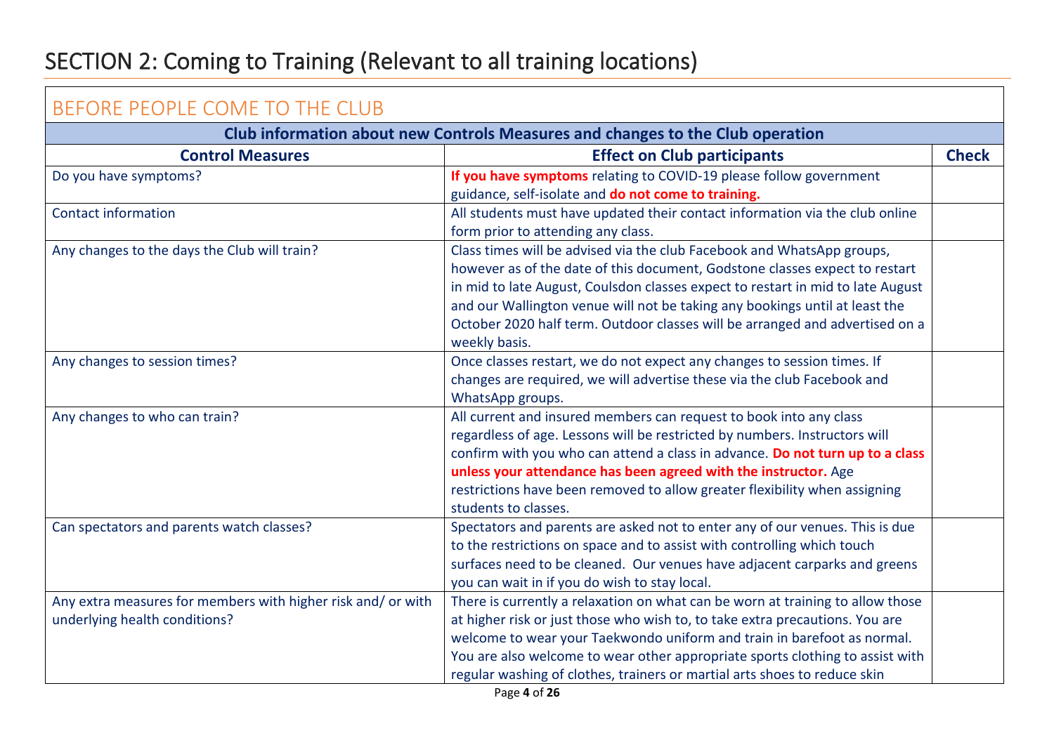# SECTION 2: Coming to Training (Relevant to all training locations)

## BEFORE PEOPLE COME TO THE CLUB

| Club information about new Controls Measures and changes to the Club operation | | |
|---|---|---|
| **Control Measures** | **Effect on Club participants** | **Check** |
| Do you have symptoms? | **If you have symptoms** relating to COVID-19 please follow government guidance, self-isolate and **do not come to training.** | |
| Contact information | All students must have updated their contact information via the club online form prior to attending any class. | |
| Any changes to the days the Club will train? | Class times will be advised via the club Facebook and WhatsApp groups, however as of the date of this document, Godstone classes expect to restart in mid to late August, Coulsdon classes expect to restart in mid to late August and our Wallington venue will not be taking any bookings until at least the October 2020 half term. Outdoor classes will be arranged and advertised on a weekly basis. | |
| Any changes to session times? | Once classes restart, we do not expect any changes to session times. If changes are required, we will advertise these via the club Facebook and WhatsApp groups. | |
| Any changes to who can train? | All current and insured members can request to book into any class regardless of age. Lessons will be restricted by numbers. Instructors will confirm with you who can attend a class in advance. **Do not turn up to a class unless your attendance has been agreed with the instructor.** Age restrictions have been removed to allow greater flexibility when assigning students to classes. | |
| Can spectators and parents watch classes? | Spectators and parents are asked not to enter any of our venues. This is due to the restrictions on space and to assist with controlling which touch surfaces need to be cleaned. Our venues have adjacent carparks and greens you can wait in if you do wish to stay local. | |
| Any extra measures for members with higher risk and/ or with underlying health conditions? | There is currently a relaxation on what can be worn at training to allow those at higher risk or just those who wish to, to take extra precautions. You are welcome to wear your Taekwondo uniform and train in barefoot as normal. You are also welcome to wear other appropriate sports clothing to assist with regular washing of clothes, trainers or martial arts shoes to reduce skin | |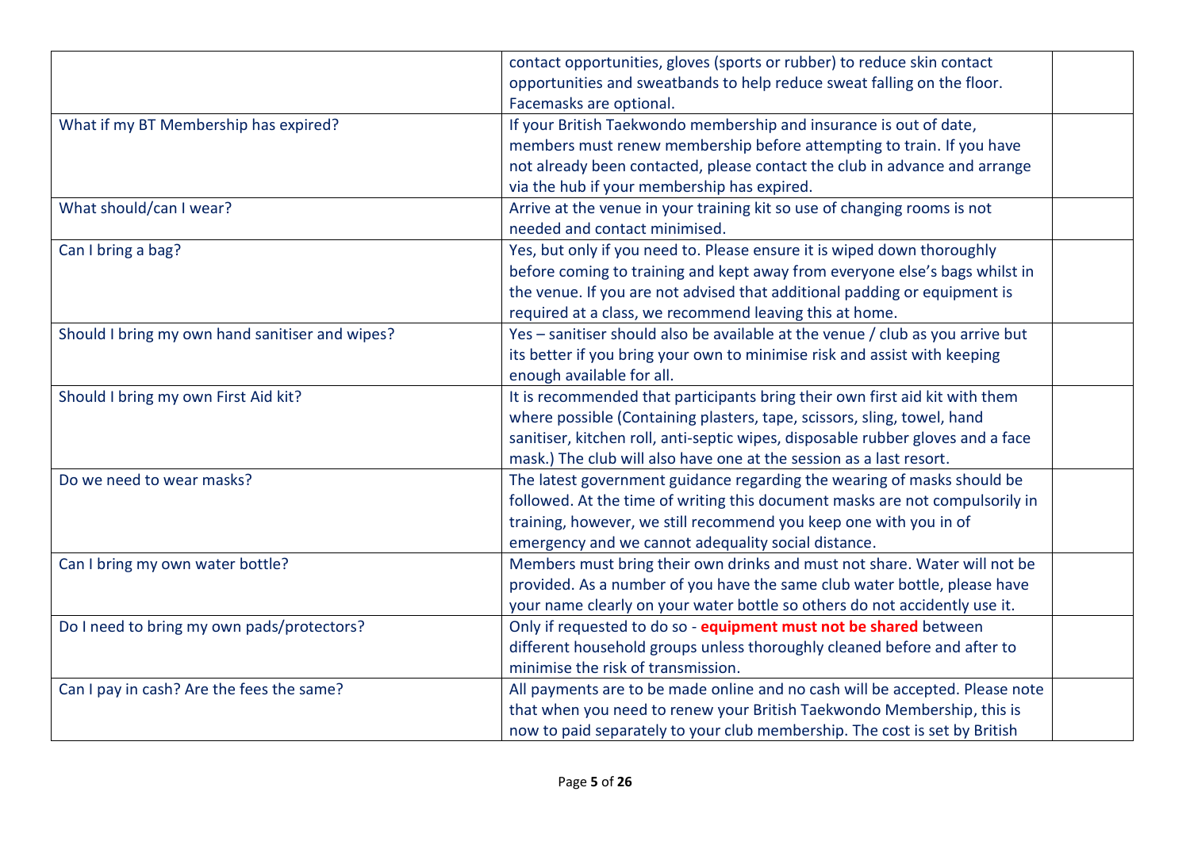| | | |
|---|---|---|
| | contact opportunities, gloves (sports or rubber) to reduce skin contact opportunities and sweatbands to help reduce sweat falling on the floor. Facemasks are optional. | |
| What if my BT Membership has expired? | If your British Taekwondo membership and insurance is out of date, members must renew membership before attempting to train. If you have not already been contacted, please contact the club in advance and arrange via the hub if your membership has expired. | |
| What should/can I wear? | Arrive at the venue in your training kit so use of changing rooms is not needed and contact minimised. | |
| Can I bring a bag? | Yes, but only if you need to. Please ensure it is wiped down thoroughly before coming to training and kept away from everyone else's bags whilst in the venue. If you are not advised that additional padding or equipment is required at a class, we recommend leaving this at home. | |
| Should I bring my own hand sanitiser and wipes? | Yes – sanitiser should also be available at the venue / club as you arrive but its better if you bring your own to minimise risk and assist with keeping enough available for all. | |
| Should I bring my own First Aid kit? | It is recommended that participants bring their own first aid kit with them where possible (Containing plasters, tape, scissors, sling, towel, hand sanitiser, kitchen roll, anti-septic wipes, disposable rubber gloves and a face mask.) The club will also have one at the session as a last resort. | |
| Do we need to wear masks? | The latest government guidance regarding the wearing of masks should be followed. At the time of writing this document masks are not compulsorily in training, however, we still recommend you keep one with you in of emergency and we cannot adequality social distance. | |
| Can I bring my own water bottle? | Members must bring their own drinks and must not share. Water will not be provided. As a number of you have the same club water bottle, please have your name clearly on your water bottle so others do not accidently use it. | |
| Do I need to bring my own pads/protectors? | Only if requested to do so - **equipment must not be shared** between different household groups unless thoroughly cleaned before and after to minimise the risk of transmission. | |
| Can I pay in cash? Are the fees the same? | All payments are to be made online and no cash will be accepted. Please note that when you need to renew your British Taekwondo Membership, this is now to paid separately to your club membership. The cost is set by British | |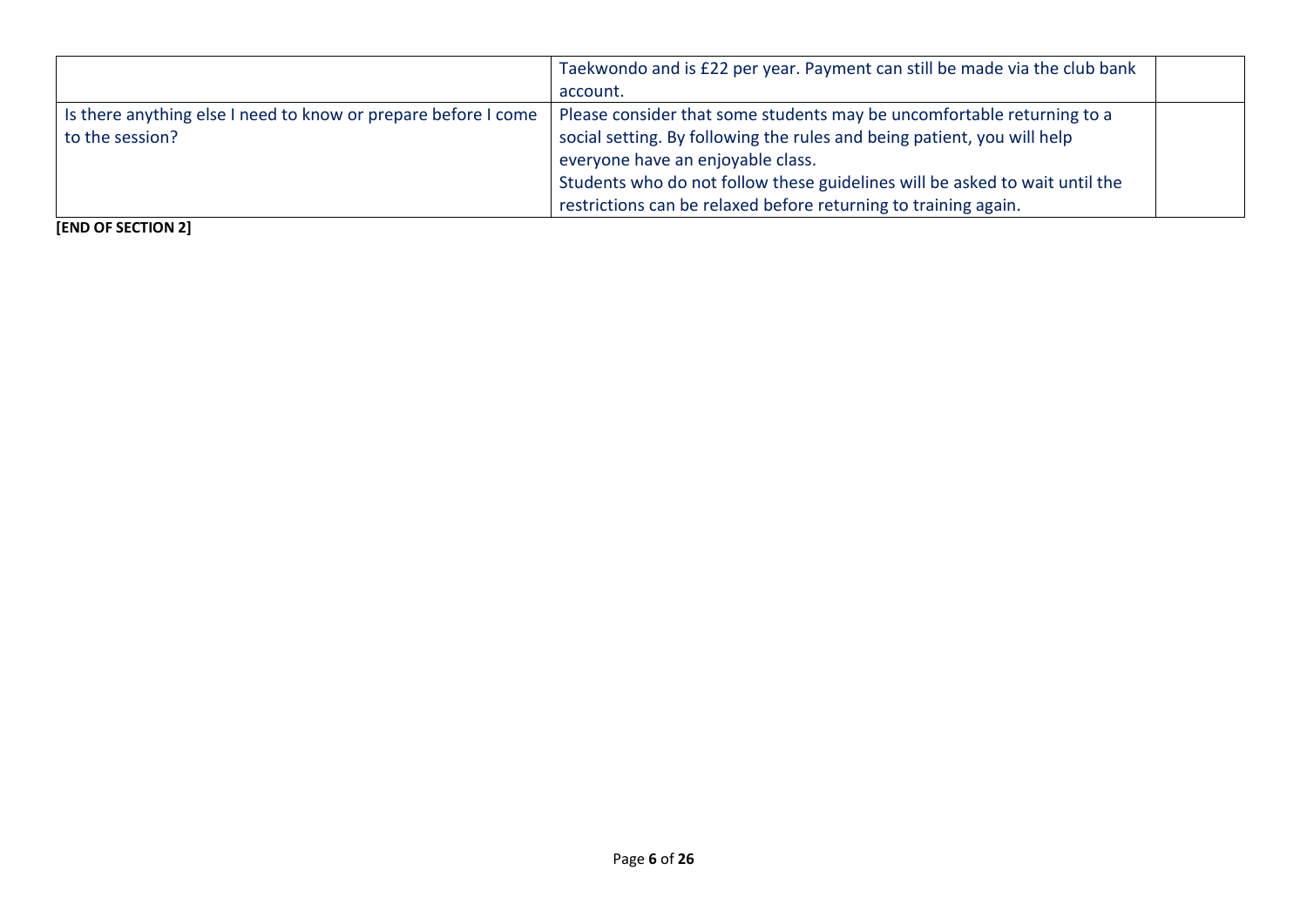| | | |
|---|---|---|
| | Taekwondo and is £22 per year. Payment can still be made via the club bank account. | |
| Is there anything else I need to know or prepare before I come to the session? | Please consider that some students may be uncomfortable returning to a social setting. By following the rules and being patient, you will help everyone have an enjoyable class.<br>Students who do not follow these guidelines will be asked to wait until the restrictions can be relaxed before returning to training again. | |

**[END OF SECTION 2]**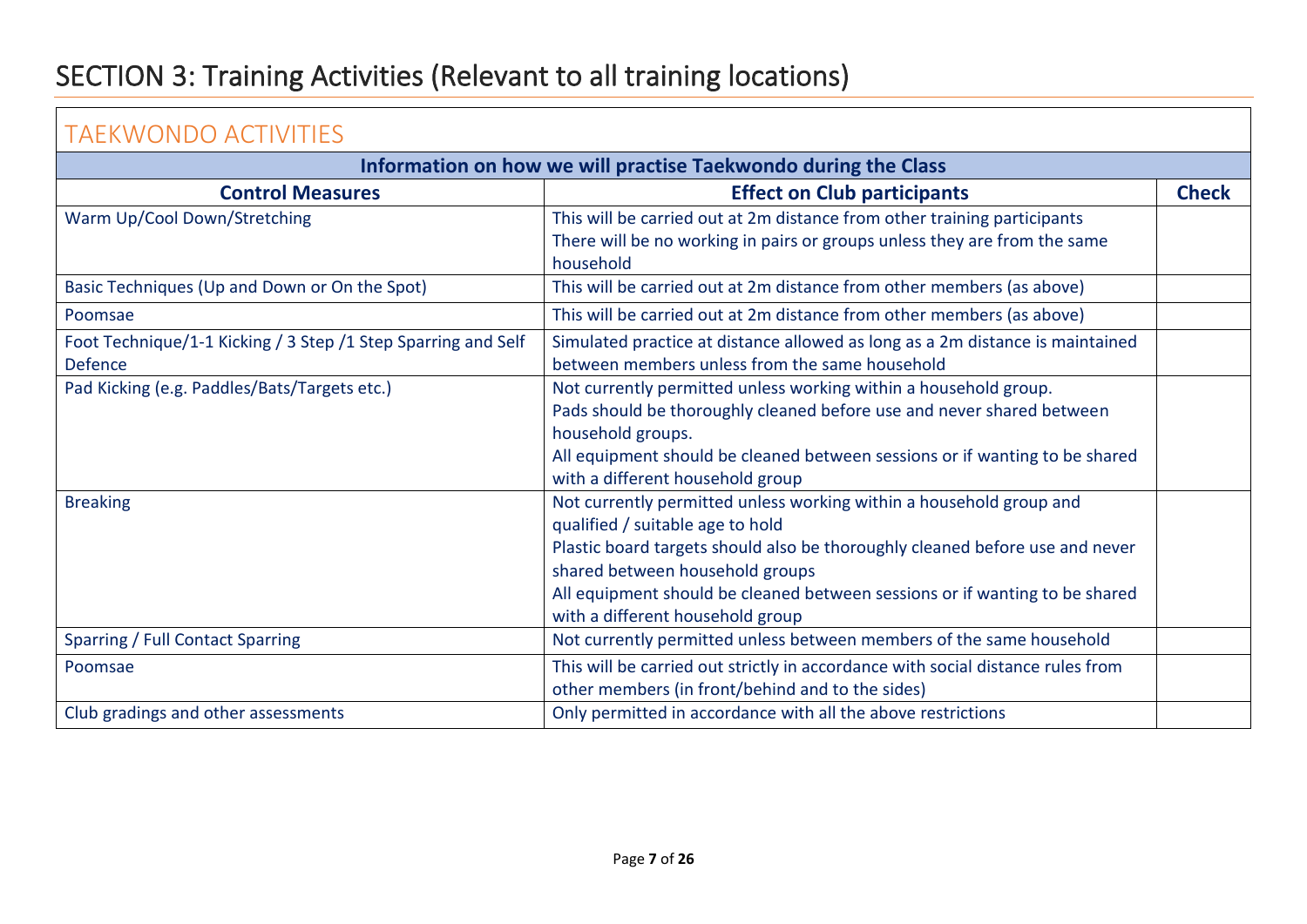# SECTION 3: Training Activities (Relevant to all training locations)

## TAEKWONDO ACTIVITIES

| Information on how we will practise Taekwondo during the Class | | |
|---|---|---|
| **Control Measures** | **Effect on Club participants** | **Check** |
| Warm Up/Cool Down/Stretching | This will be carried out at 2m distance from other training participants<br>There will be no working in pairs or groups unless they are from the same household | |
| Basic Techniques (Up and Down or On the Spot) | This will be carried out at 2m distance from other members (as above) | |
| Poomsae | This will be carried out at 2m distance from other members (as above) | |
| Foot Technique/1-1 Kicking / 3 Step /1 Step Sparring and Self Defence | Simulated practice at distance allowed as long as a 2m distance is maintained between members unless from the same household | |
| Pad Kicking (e.g. Paddles/Bats/Targets etc.) | Not currently permitted unless working within a household group.<br>Pads should be thoroughly cleaned before use and never shared between household groups.<br>All equipment should be cleaned between sessions or if wanting to be shared with a different household group | |
| Breaking | Not currently permitted unless working within a household group and qualified / suitable age to hold<br>Plastic board targets should also be thoroughly cleaned before use and never shared between household groups<br>All equipment should be cleaned between sessions or if wanting to be shared with a different household group | |
| Sparring / Full Contact Sparring | Not currently permitted unless between members of the same household | |
| Poomsae | This will be carried out strictly in accordance with social distance rules from other members (in front/behind and to the sides) | |
| Club gradings and other assessments | Only permitted in accordance with all the above restrictions | |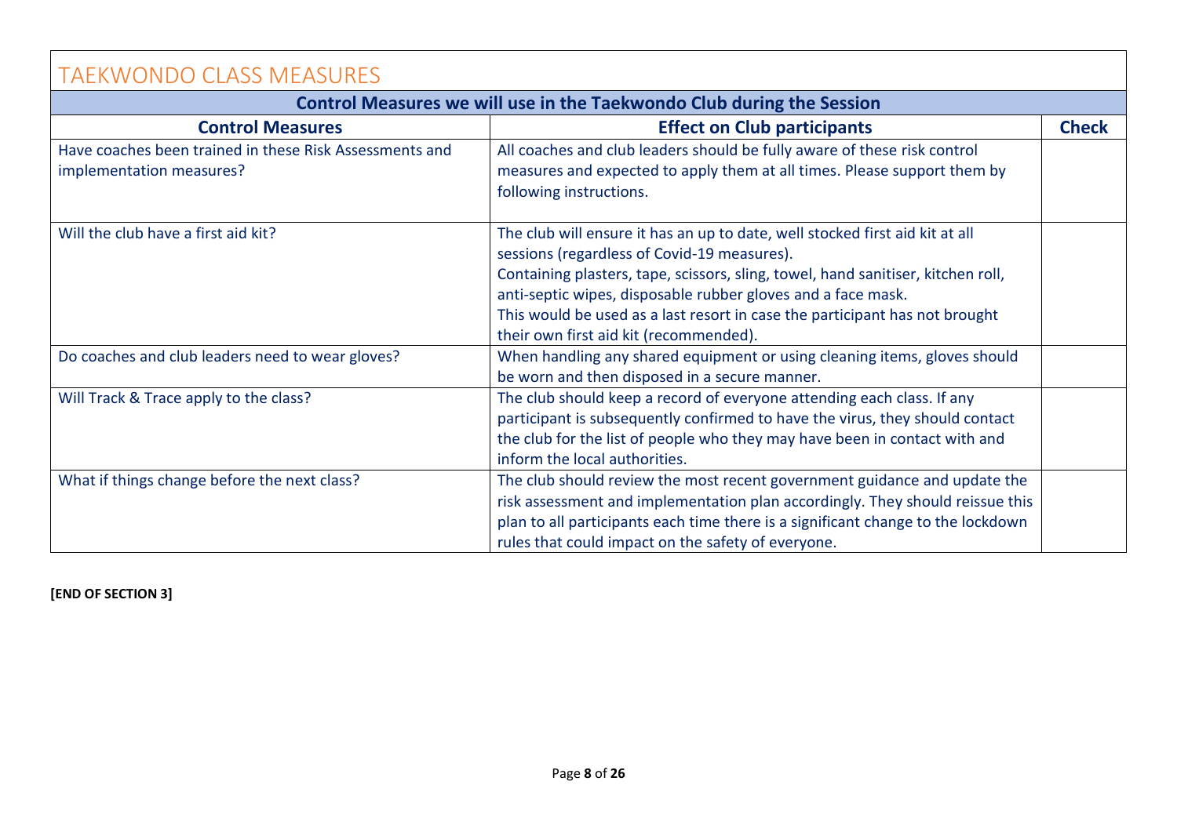# TAEKWONDO CLASS MEASURES

| Control Measures we will use in the Taekwondo Club during the Session | | |
|---|---|---|
| **Control Measures** | **Effect on Club participants** | **Check** |
| Have coaches been trained in these Risk Assessments and implementation measures? | All coaches and club leaders should be fully aware of these risk control measures and expected to apply them at all times. Please support them by following instructions. | |
| Will the club have a first aid kit? | The club will ensure it has an up to date, well stocked first aid kit at all sessions (regardless of Covid-19 measures).<br>Containing plasters, tape, scissors, sling, towel, hand sanitiser, kitchen roll, anti-septic wipes, disposable rubber gloves and a face mask.<br>This would be used as a last resort in case the participant has not brought their own first aid kit (recommended). | |
| Do coaches and club leaders need to wear gloves? | When handling any shared equipment or using cleaning items, gloves should be worn and then disposed in a secure manner. | |
| Will Track & Trace apply to the class? | The club should keep a record of everyone attending each class. If any participant is subsequently confirmed to have the virus, they should contact the club for the list of people who they may have been in contact with and inform the local authorities. | |
| What if things change before the next class? | The club should review the most recent government guidance and update the risk assessment and implementation plan accordingly. They should reissue this plan to all participants each time there is a significant change to the lockdown rules that could impact on the safety of everyone. | |

**[END OF SECTION 3]**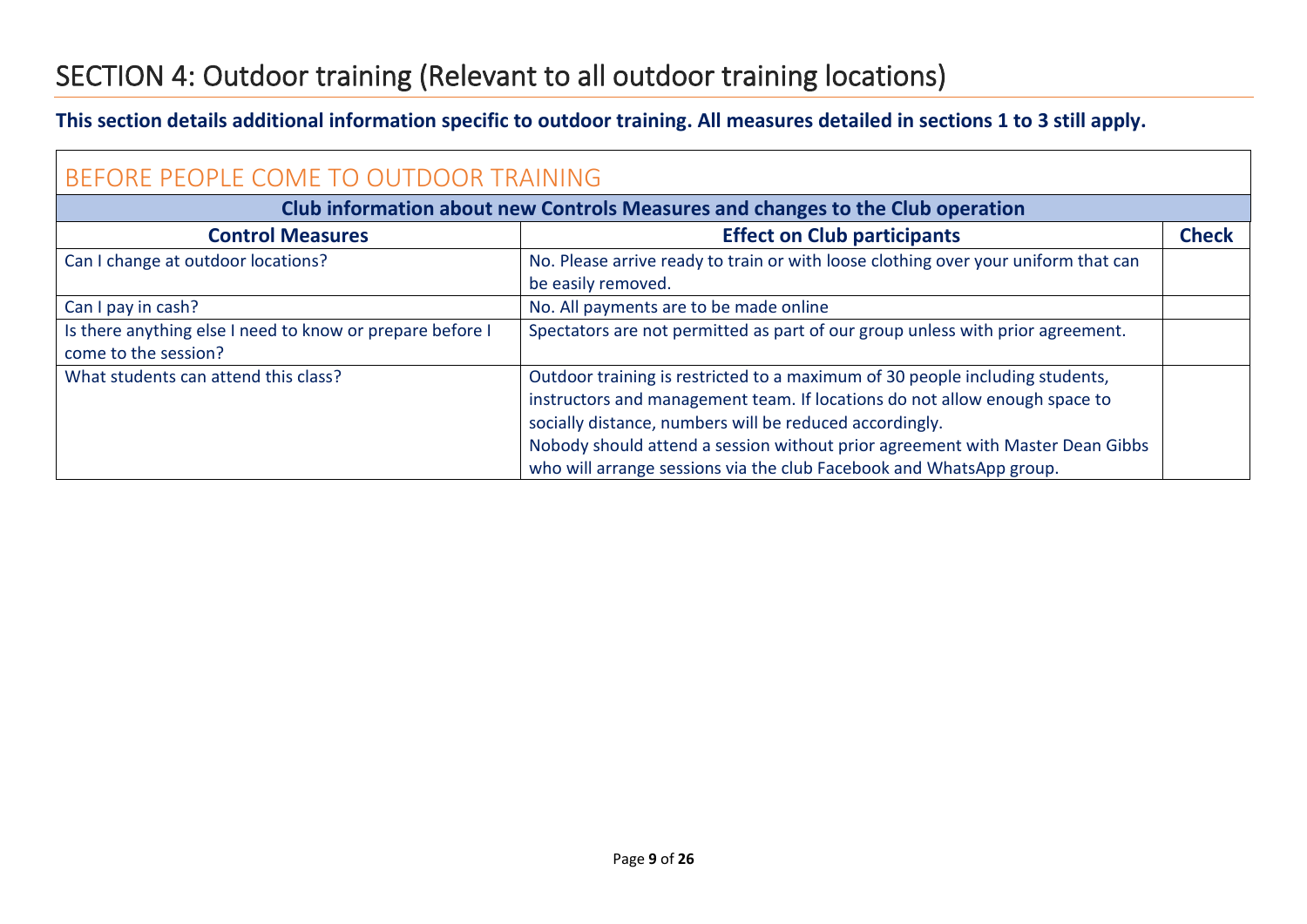# SECTION 4: Outdoor training (Relevant to all outdoor training locations)

**This section details additional information specific to outdoor training. All measures detailed in sections 1 to 3 still apply.**

## BEFORE PEOPLE COME TO OUTDOOR TRAINING

| Club information about new Controls Measures and changes to the Club operation | | |
|---|---|---|
| **Control Measures** | **Effect on Club participants** | **Check** |
| Can I change at outdoor locations? | No. Please arrive ready to train or with loose clothing over your uniform that can be easily removed. | |
| Can I pay in cash? | No. All payments are to be made online | |
| Is there anything else I need to know or prepare before I come to the session? | Spectators are not permitted as part of our group unless with prior agreement. | |
| What students can attend this class? | Outdoor training is restricted to a maximum of 30 people including students, instructors and management team. If locations do not allow enough space to socially distance, numbers will be reduced accordingly.<br>Nobody should attend a session without prior agreement with Master Dean Gibbs who will arrange sessions via the club Facebook and WhatsApp group. | |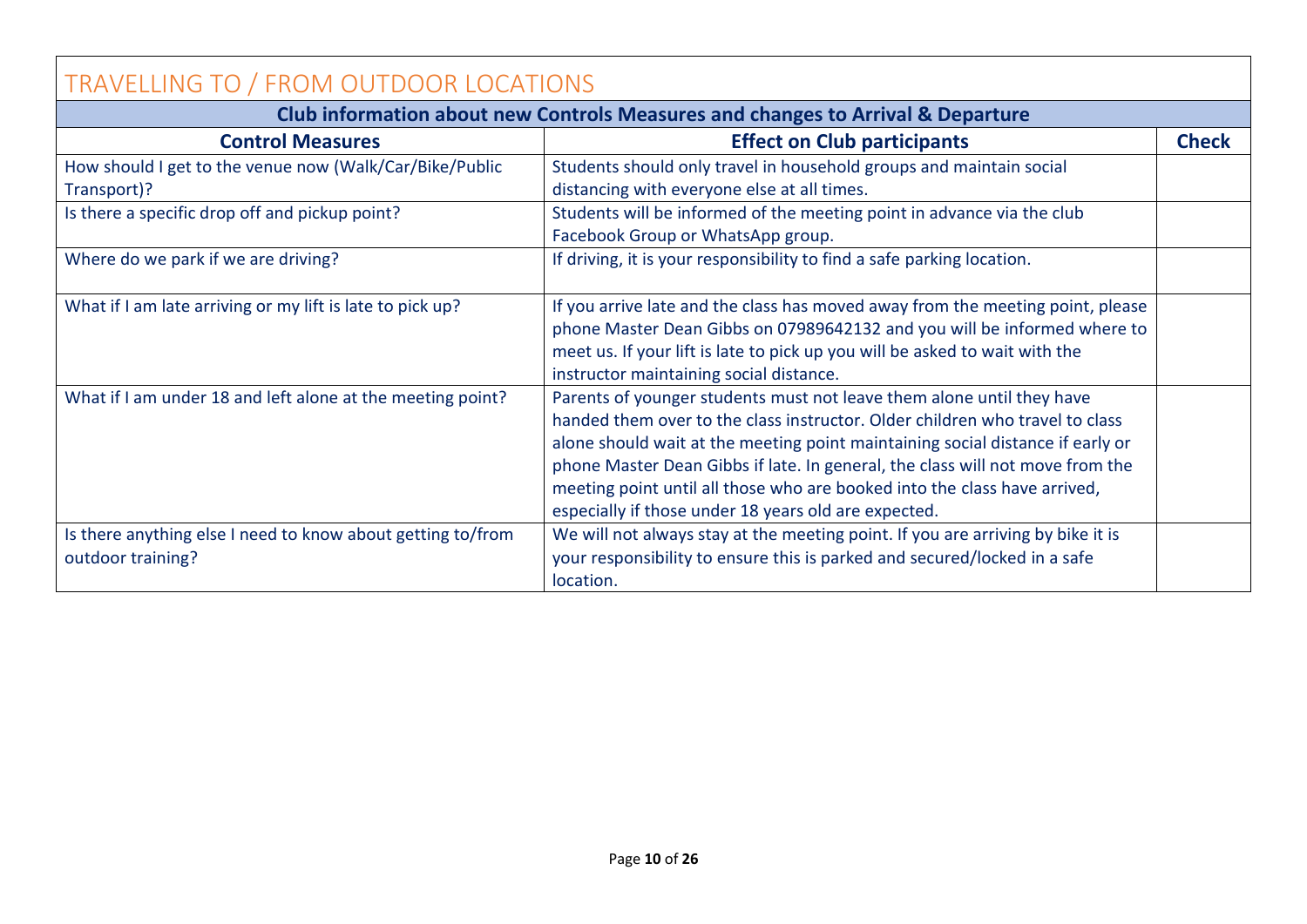## TRAVELLING TO / FROM OUTDOOR LOCATIONS

| Club information about new Controls Measures and changes to Arrival & Departure | | |
|---|---|---|
| **Control Measures** | **Effect on Club participants** | **Check** |
| How should I get to the venue now (Walk/Car/Bike/Public Transport)? | Students should only travel in household groups and maintain social distancing with everyone else at all times. | |
| Is there a specific drop off and pickup point? | Students will be informed of the meeting point in advance via the club Facebook Group or WhatsApp group. | |
| Where do we park if we are driving? | If driving, it is your responsibility to find a safe parking location. | |
| What if I am late arriving or my lift is late to pick up? | If you arrive late and the class has moved away from the meeting point, please phone Master Dean Gibbs on 07989642132 and you will be informed where to meet us. If your lift is late to pick up you will be asked to wait with the instructor maintaining social distance. | |
| What if I am under 18 and left alone at the meeting point? | Parents of younger students must not leave them alone until they have handed them over to the class instructor. Older children who travel to class alone should wait at the meeting point maintaining social distance if early or phone Master Dean Gibbs if late. In general, the class will not move from the meeting point until all those who are booked into the class have arrived, especially if those under 18 years old are expected. | |
| Is there anything else I need to know about getting to/from outdoor training? | We will not always stay at the meeting point. If you are arriving by bike it is your responsibility to ensure this is parked and secured/locked in a safe location. | |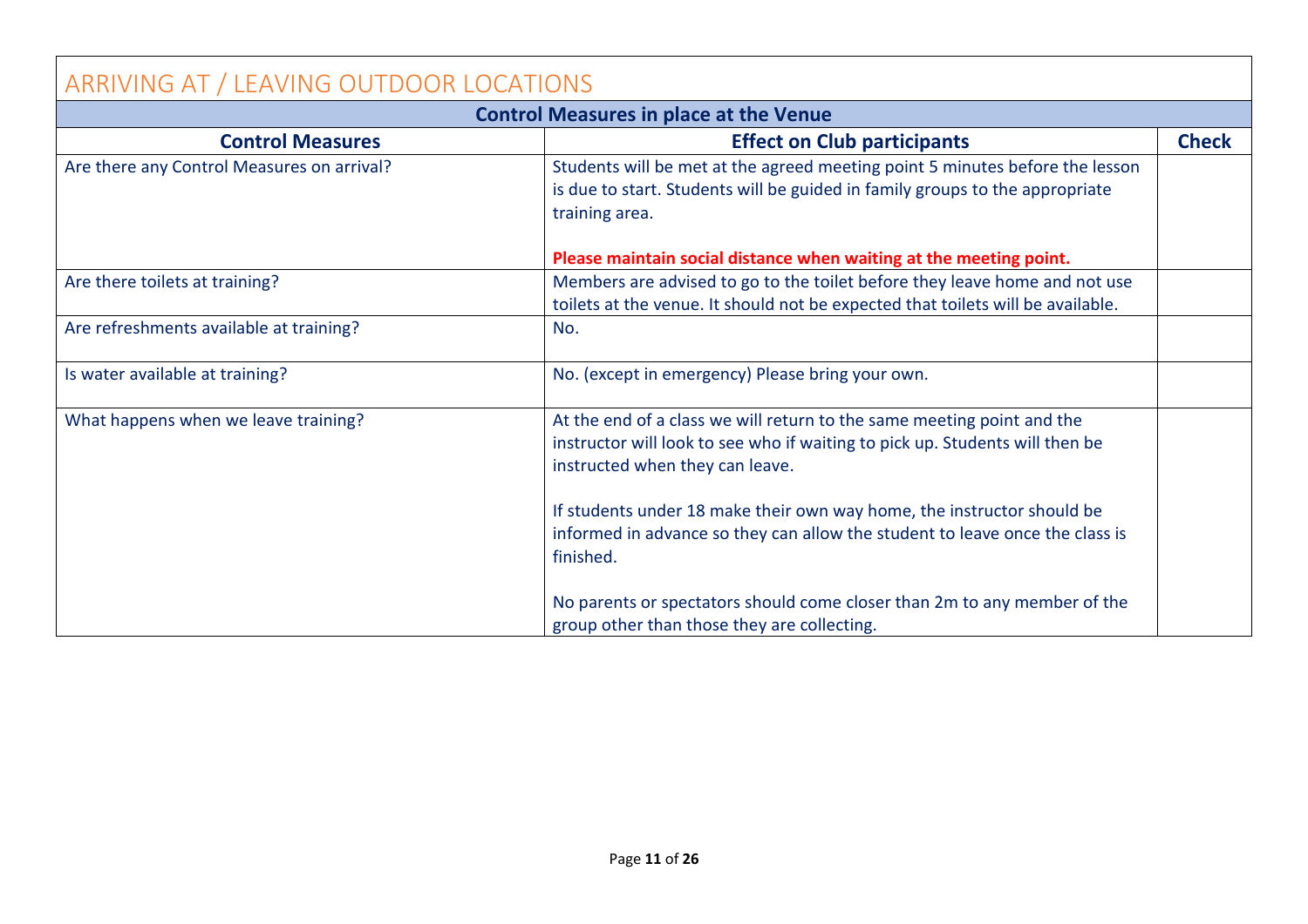# ARRIVING AT / LEAVING OUTDOOR LOCATIONS

| Control Measures in place at the Venue | | |
|---|---|---|
| **Control Measures** | **Effect on Club participants** | **Check** |
| Are there any Control Measures on arrival? | Students will be met at the agreed meeting point 5 minutes before the lesson is due to start. Students will be guided in family groups to the appropriate training area.<br><br>**Please maintain social distance when waiting at the meeting point.** | |
| Are there toilets at training? | Members are advised to go to the toilet before they leave home and not use toilets at the venue. It should not be expected that toilets will be available. | |
| Are refreshments available at training? | No. | |
| Is water available at training? | No. (except in emergency) Please bring your own. | |
| What happens when we leave training? | At the end of a class we will return to the same meeting point and the instructor will look to see who if waiting to pick up. Students will then be instructed when they can leave.<br><br>If students under 18 make their own way home, the instructor should be informed in advance so they can allow the student to leave once the class is finished.<br><br>No parents or spectators should come closer than 2m to any member of the group other than those they are collecting. | |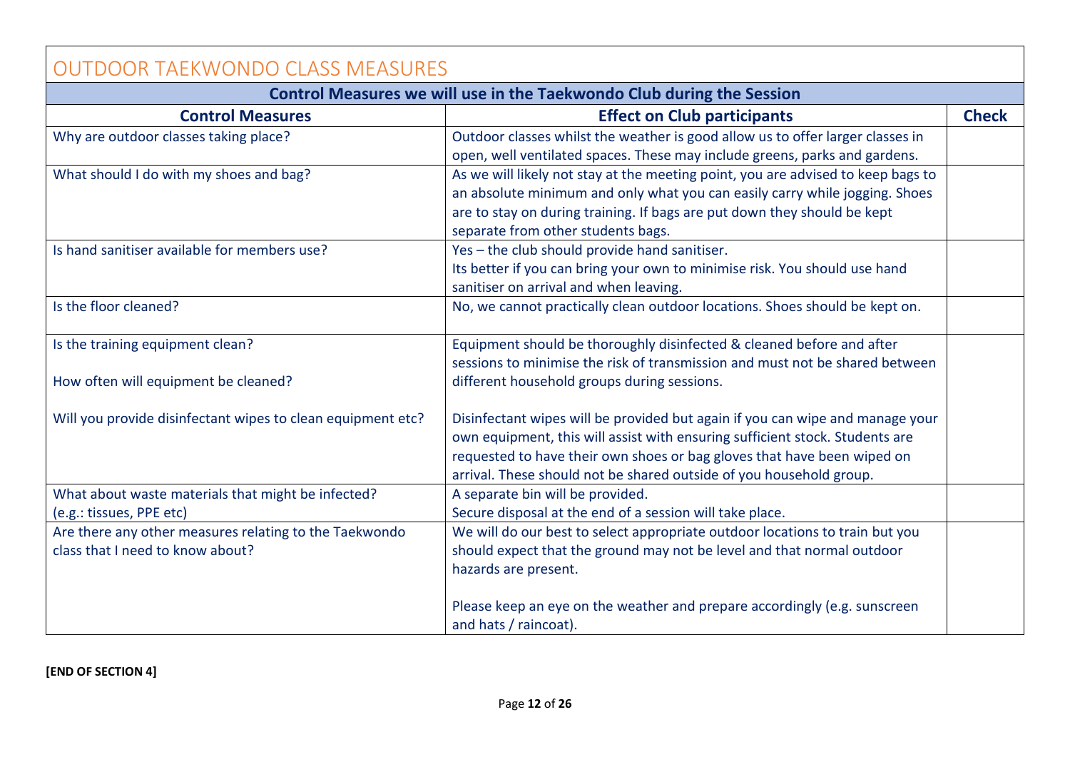# OUTDOOR TAEKWONDO CLASS MEASURES

| Control Measures we will use in the Taekwondo Club during the Session | | |
|---|---|---|
| **Control Measures** | **Effect on Club participants** | **Check** |
| Why are outdoor classes taking place? | Outdoor classes whilst the weather is good allow us to offer larger classes in open, well ventilated spaces. These may include greens, parks and gardens. | |
| What should I do with my shoes and bag? | As we will likely not stay at the meeting point, you are advised to keep bags to an absolute minimum and only what you can easily carry while jogging. Shoes are to stay on during training. If bags are put down they should be kept separate from other students bags. | |
| Is hand sanitiser available for members use? | Yes – the club should provide hand sanitiser.<br>Its better if you can bring your own to minimise risk. You should use hand sanitiser on arrival and when leaving. | |
| Is the floor cleaned? | No, we cannot practically clean outdoor locations. Shoes should be kept on. | |
| Is the training equipment clean?<br><br>How often will equipment be cleaned?<br><br>Will you provide disinfectant wipes to clean equipment etc? | Equipment should be thoroughly disinfected & cleaned before and after sessions to minimise the risk of transmission and must not be shared between different household groups during sessions.<br><br>Disinfectant wipes will be provided but again if you can wipe and manage your own equipment, this will assist with ensuring sufficient stock. Students are requested to have their own shoes or bag gloves that have been wiped on arrival. These should not be shared outside of you household group. | |
| What about waste materials that might be infected? (e.g.: tissues, PPE etc) | A separate bin will be provided.<br>Secure disposal at the end of a session will take place. | |
| Are there any other measures relating to the Taekwondo class that I need to know about? | We will do our best to select appropriate outdoor locations to train but you should expect that the ground may not be level and that normal outdoor hazards are present.<br><br>Please keep an eye on the weather and prepare accordingly (e.g. sunscreen and hats / raincoat). | |

**[END OF SECTION 4]**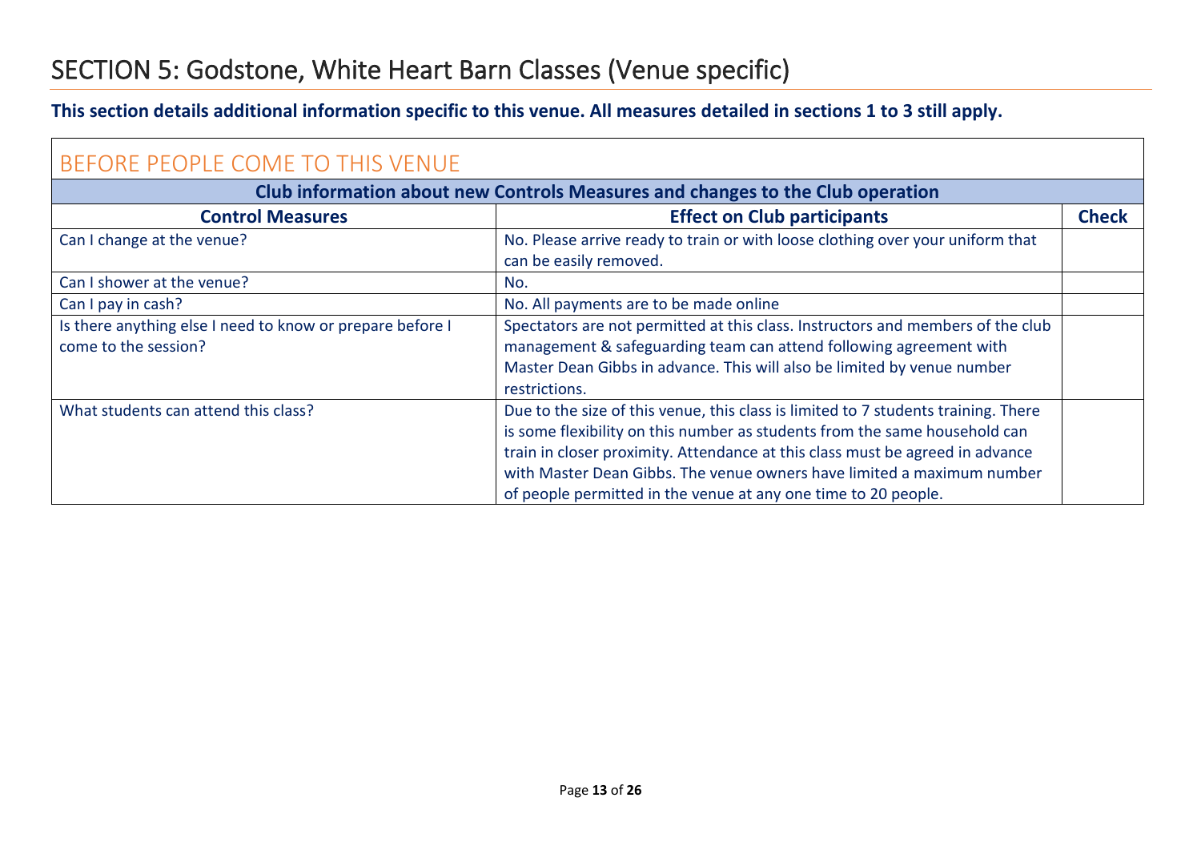# SECTION 5: Godstone, White Heart Barn Classes (Venue specific)

**This section details additional information specific to this venue. All measures detailed in sections 1 to 3 still apply.**

## BEFORE PEOPLE COME TO THIS VENUE

| Club information about new Controls Measures and changes to the Club operation | | |
|---|---|---|
| **Control Measures** | **Effect on Club participants** | **Check** |
| Can I change at the venue? | No. Please arrive ready to train or with loose clothing over your uniform that can be easily removed. | |
| Can I shower at the venue? | No. | |
| Can I pay in cash? | No. All payments are to be made online | |
| Is there anything else I need to know or prepare before I come to the session? | Spectators are not permitted at this class. Instructors and members of the club management & safeguarding team can attend following agreement with Master Dean Gibbs in advance. This will also be limited by venue number restrictions. | |
| What students can attend this class? | Due to the size of this venue, this class is limited to 7 students training. There is some flexibility on this number as students from the same household can train in closer proximity. Attendance at this class must be agreed in advance with Master Dean Gibbs. The venue owners have limited a maximum number of people permitted in the venue at any one time to 20 people. | |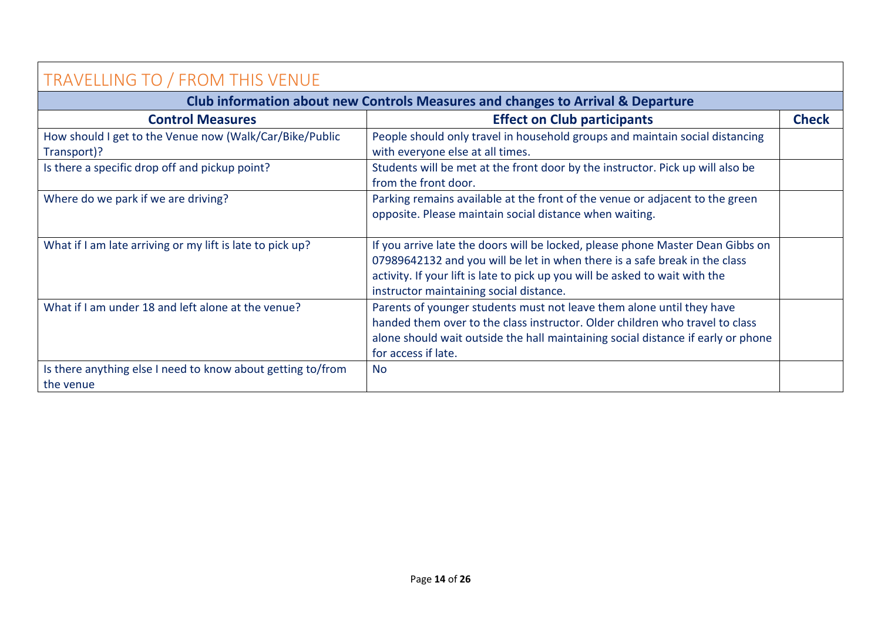# TRAVELLING TO / FROM THIS VENUE

| Club information about new Controls Measures and changes to Arrival & Departure | | |
|---|---|---|
| **Control Measures** | **Effect on Club participants** | **Check** |
| How should I get to the Venue now (Walk/Car/Bike/Public Transport)? | People should only travel in household groups and maintain social distancing with everyone else at all times. | |
| Is there a specific drop off and pickup point? | Students will be met at the front door by the instructor. Pick up will also be from the front door. | |
| Where do we park if we are driving? | Parking remains available at the front of the venue or adjacent to the green opposite. Please maintain social distance when waiting. | |
| What if I am late arriving or my lift is late to pick up? | If you arrive late the doors will be locked, please phone Master Dean Gibbs on 07989642132 and you will be let in when there is a safe break in the class activity. If your lift is late to pick up you will be asked to wait with the instructor maintaining social distance. | |
| What if I am under 18 and left alone at the venue? | Parents of younger students must not leave them alone until they have handed them over to the class instructor. Older children who travel to class alone should wait outside the hall maintaining social distance if early or phone for access if late. | |
| Is there anything else I need to know about getting to/from the venue | No | |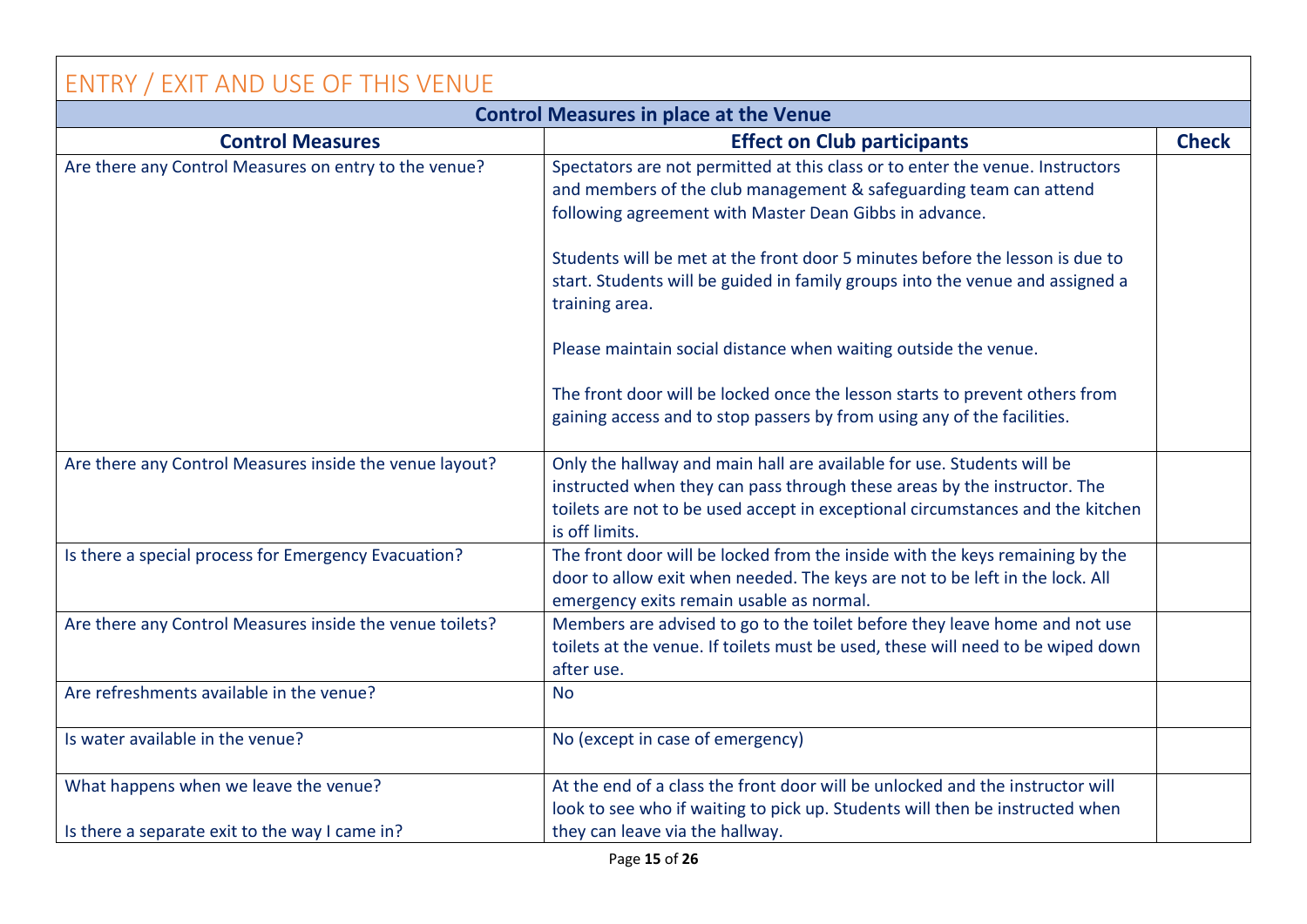## ENTRY / EXIT AND USE OF THIS VENUE

| Control Measures in place at the Venue | | |
|---|---|---|
| **Control Measures** | **Effect on Club participants** | **Check** |
| Are there any Control Measures on entry to the venue? | Spectators are not permitted at this class or to enter the venue. Instructors and members of the club management & safeguarding team can attend following agreement with Master Dean Gibbs in advance.<br><br>Students will be met at the front door 5 minutes before the lesson is due to start. Students will be guided in family groups into the venue and assigned a training area.<br><br>Please maintain social distance when waiting outside the venue.<br><br>The front door will be locked once the lesson starts to prevent others from gaining access and to stop passers by from using any of the facilities. | |
| Are there any Control Measures inside the venue layout? | Only the hallway and main hall are available for use. Students will be instructed when they can pass through these areas by the instructor. The toilets are not to be used accept in exceptional circumstances and the kitchen is off limits. | |
| Is there a special process for Emergency Evacuation? | The front door will be locked from the inside with the keys remaining by the door to allow exit when needed. The keys are not to be left in the lock. All emergency exits remain usable as normal. | |
| Are there any Control Measures inside the venue toilets? | Members are advised to go to the toilet before they leave home and not use toilets at the venue. If toilets must be used, these will need to be wiped down after use. | |
| Are refreshments available in the venue? | No | |
| Is water available in the venue? | No (except in case of emergency) | |
| What happens when we leave the venue?<br><br>Is there a separate exit to the way I came in? | At the end of a class the front door will be unlocked and the instructor will look to see who if waiting to pick up. Students will then be instructed when they can leave via the hallway. | |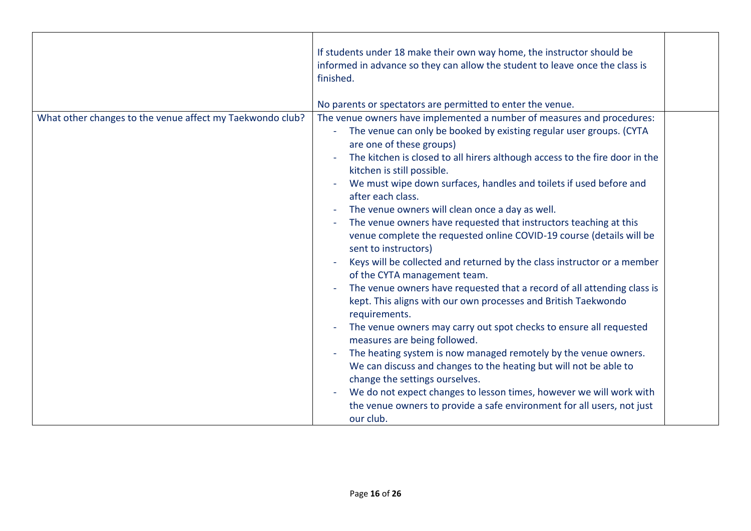| | | |
|---|---|---|
| | If students under 18 make their own way home, the instructor should be informed in advance so they can allow the student to leave once the class is finished.<br><br>No parents or spectators are permitted to enter the venue. | |
| What other changes to the venue affect my Taekwondo club? | The venue owners have implemented a number of measures and procedures:<br>- The venue can only be booked by existing regular user groups. (CYTA are one of these groups)<br>- The kitchen is closed to all hirers although access to the fire door in the kitchen is still possible.<br>- We must wipe down surfaces, handles and toilets if used before and after each class.<br>- The venue owners will clean once a day as well.<br>- The venue owners have requested that instructors teaching at this venue complete the requested online COVID-19 course (details will be sent to instructors)<br>- Keys will be collected and returned by the class instructor or a member of the CYTA management team.<br>- The venue owners have requested that a record of all attending class is kept. This aligns with our own processes and British Taekwondo requirements.<br>- The venue owners may carry out spot checks to ensure all requested measures are being followed.<br>- The heating system is now managed remotely by the venue owners. We can discuss and changes to the heating but will not be able to change the settings ourselves.<br>- We do not expect changes to lesson times, however we will work with the venue owners to provide a safe environment for all users, not just our club. | |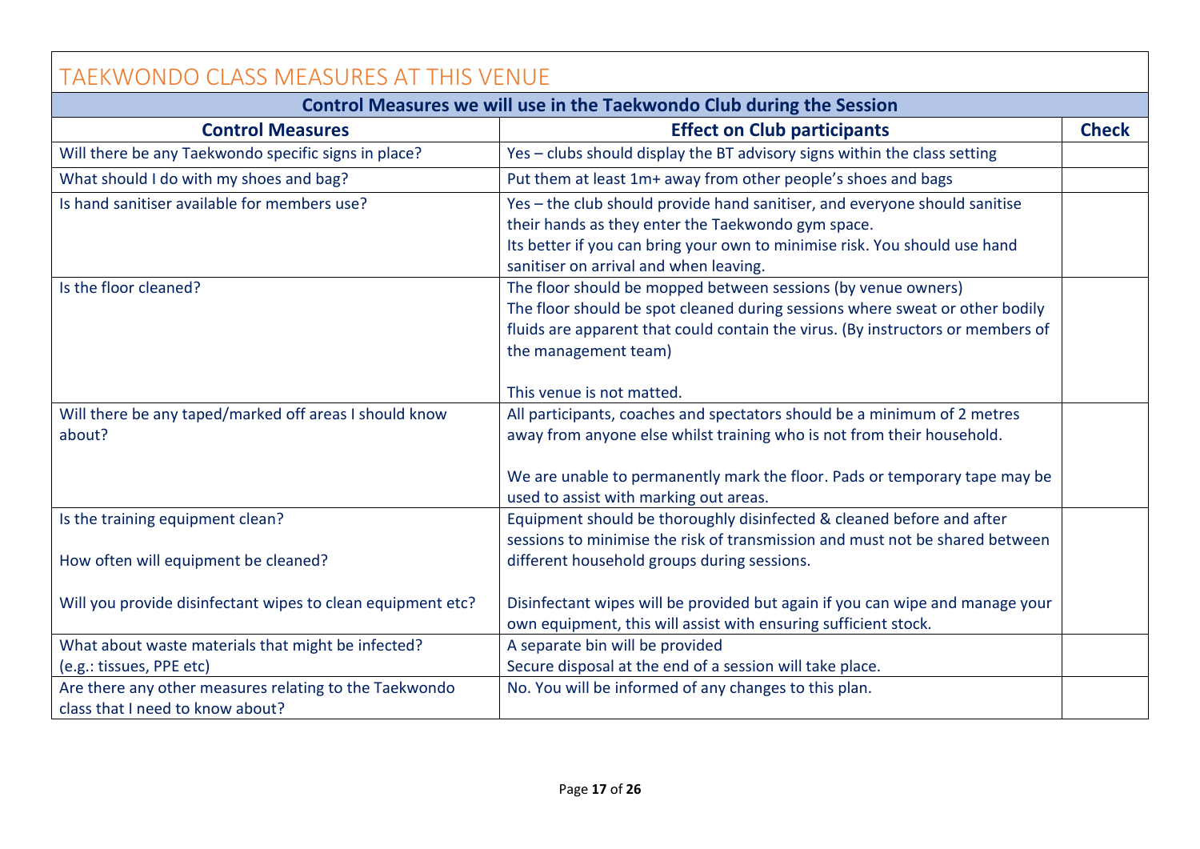# TAEKWONDO CLASS MEASURES AT THIS VENUE

| Control Measures we will use in the Taekwondo Club during the Session | | |
|---|---|---|
| **Control Measures** | **Effect on Club participants** | **Check** |
| Will there be any Taekwondo specific signs in place? | Yes – clubs should display the BT advisory signs within the class setting | |
| What should I do with my shoes and bag? | Put them at least 1m+ away from other people's shoes and bags | |
| Is hand sanitiser available for members use? | Yes – the club should provide hand sanitiser, and everyone should sanitise their hands as they enter the Taekwondo gym space.<br>Its better if you can bring your own to minimise risk. You should use hand sanitiser on arrival and when leaving. | |
| Is the floor cleaned? | The floor should be mopped between sessions (by venue owners)<br>The floor should be spot cleaned during sessions where sweat or other bodily fluids are apparent that could contain the virus. (By instructors or members of the management team)<br><br>This venue is not matted. | |
| Will there be any taped/marked off areas I should know about? | All participants, coaches and spectators should be a minimum of 2 metres away from anyone else whilst training who is not from their household.<br><br>We are unable to permanently mark the floor. Pads or temporary tape may be used to assist with marking out areas. | |
| Is the training equipment clean?<br><br>How often will equipment be cleaned?<br><br>Will you provide disinfectant wipes to clean equipment etc? | Equipment should be thoroughly disinfected & cleaned before and after sessions to minimise the risk of transmission and must not be shared between different household groups during sessions.<br><br>Disinfectant wipes will be provided but again if you can wipe and manage your own equipment, this will assist with ensuring sufficient stock. | |
| What about waste materials that might be infected?<br>(e.g.: tissues, PPE etc) | A separate bin will be provided<br>Secure disposal at the end of a session will take place. | |
| Are there any other measures relating to the Taekwondo class that I need to know about? | No. You will be informed of any changes to this plan. | |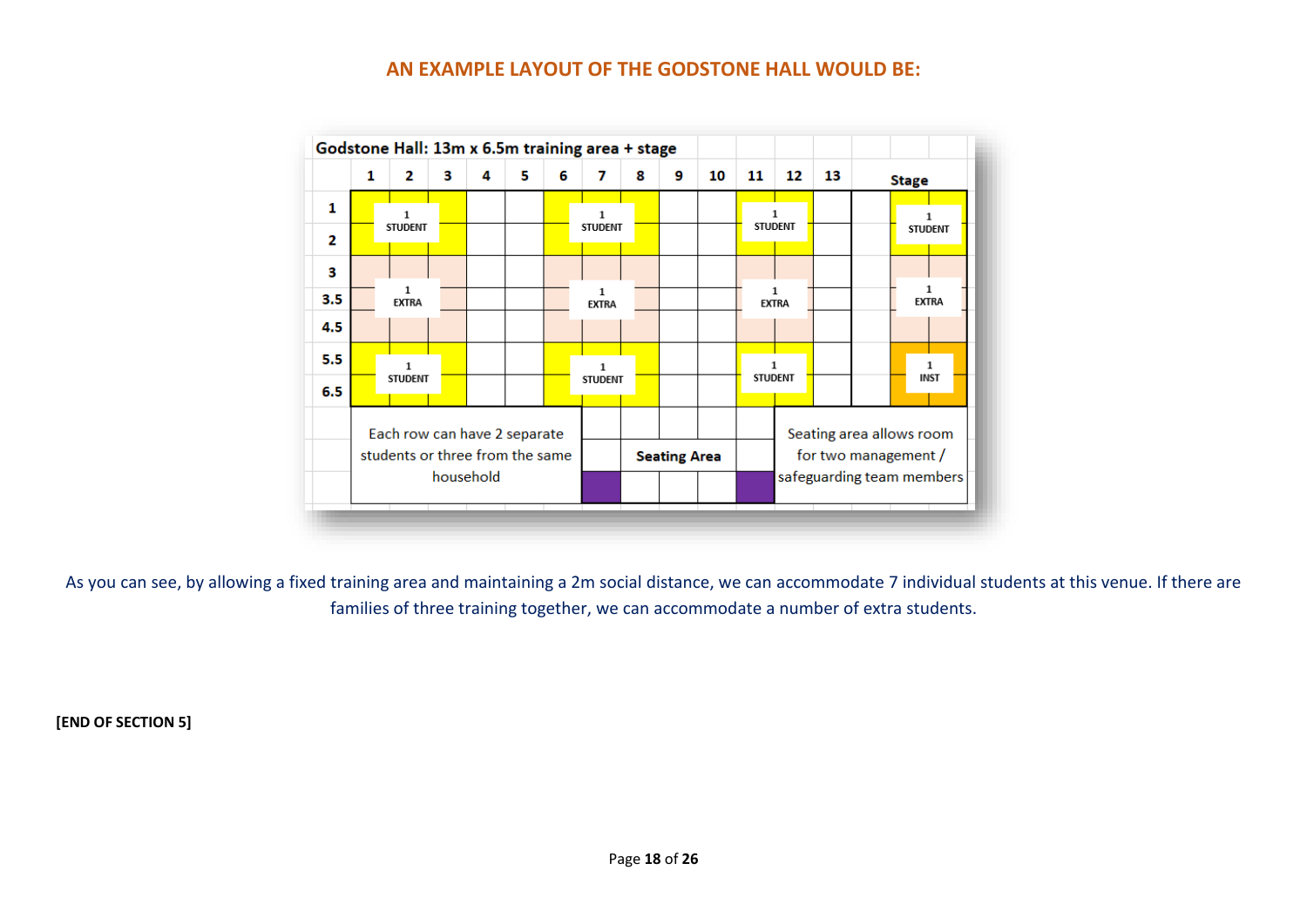## AN EXAMPLE LAYOUT OF THE GODSTONE HALL WOULD BE:

**Godstone Hall: 13m x 6.5m training area + stage**

| | 1 | 2 | 3 | 4 | 5 | 6 | 7 | 8 | 9 | 10 | 11 | 12 | 13 | | Stage |
|---|---|---|---|---|---|---|---|---|---|---|---|---|---|---|---|
| 1 | | 1 STUDENT | | | | | 1 STUDENT | | | | 1 STUDENT | | | | 1 STUDENT |
| 2 | | | | | | | | | | | | | | | |
| 3 | | | | | | | | | | | | | | | |
| 3.5 | | 1 EXTRA | | | | | 1 EXTRA | | | | 1 EXTRA | | | | 1 EXTRA |
| 4.5 | | | | | | | | | | | | | | | |
| 5.5 | | 1 STUDENT | | | | | 1 STUDENT | | | | 1 STUDENT | | | | 1 INST |
| 6.5 | | | | | | | | | | | | | | | |

Each row can have 2 separate students or three from the same household

**Seating Area**

Seating area allows room for two management / safeguarding team members

As you can see, by allowing a fixed training area and maintaining a 2m social distance, we can accommodate 7 individual students at this venue. If there are families of three training together, we can accommodate a number of extra students.

**[END OF SECTION 5]**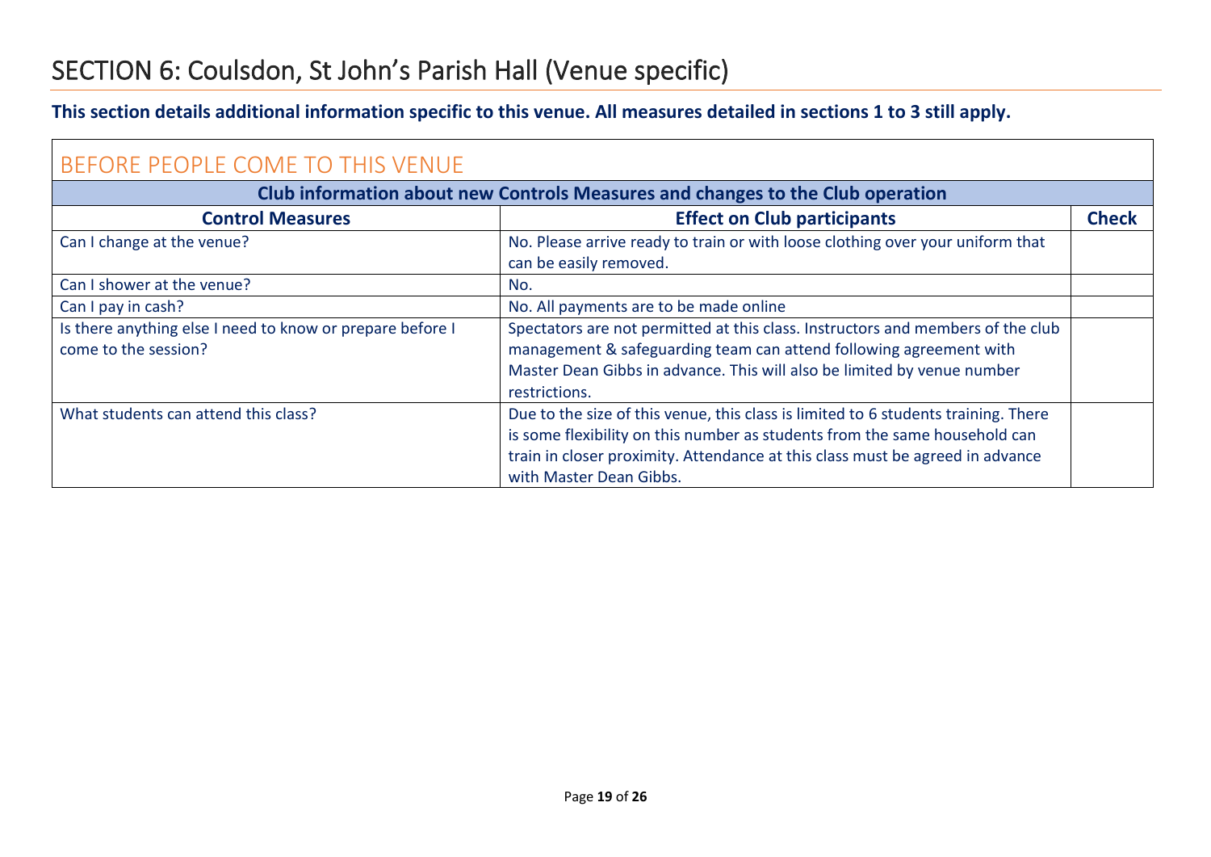# SECTION 6: Coulsdon, St John's Parish Hall (Venue specific)

**This section details additional information specific to this venue. All measures detailed in sections 1 to 3 still apply.**

## BEFORE PEOPLE COME TO THIS VENUE

| Club information about new Controls Measures and changes to the Club operation | | |
|---|---|---|
| **Control Measures** | **Effect on Club participants** | **Check** |
| Can I change at the venue? | No. Please arrive ready to train or with loose clothing over your uniform that can be easily removed. | |
| Can I shower at the venue? | No. | |
| Can I pay in cash? | No. All payments are to be made online | |
| Is there anything else I need to know or prepare before I come to the session? | Spectators are not permitted at this class. Instructors and members of the club management & safeguarding team can attend following agreement with Master Dean Gibbs in advance. This will also be limited by venue number restrictions. | |
| What students can attend this class? | Due to the size of this venue, this class is limited to 6 students training. There is some flexibility on this number as students from the same household can train in closer proximity. Attendance at this class must be agreed in advance with Master Dean Gibbs. | |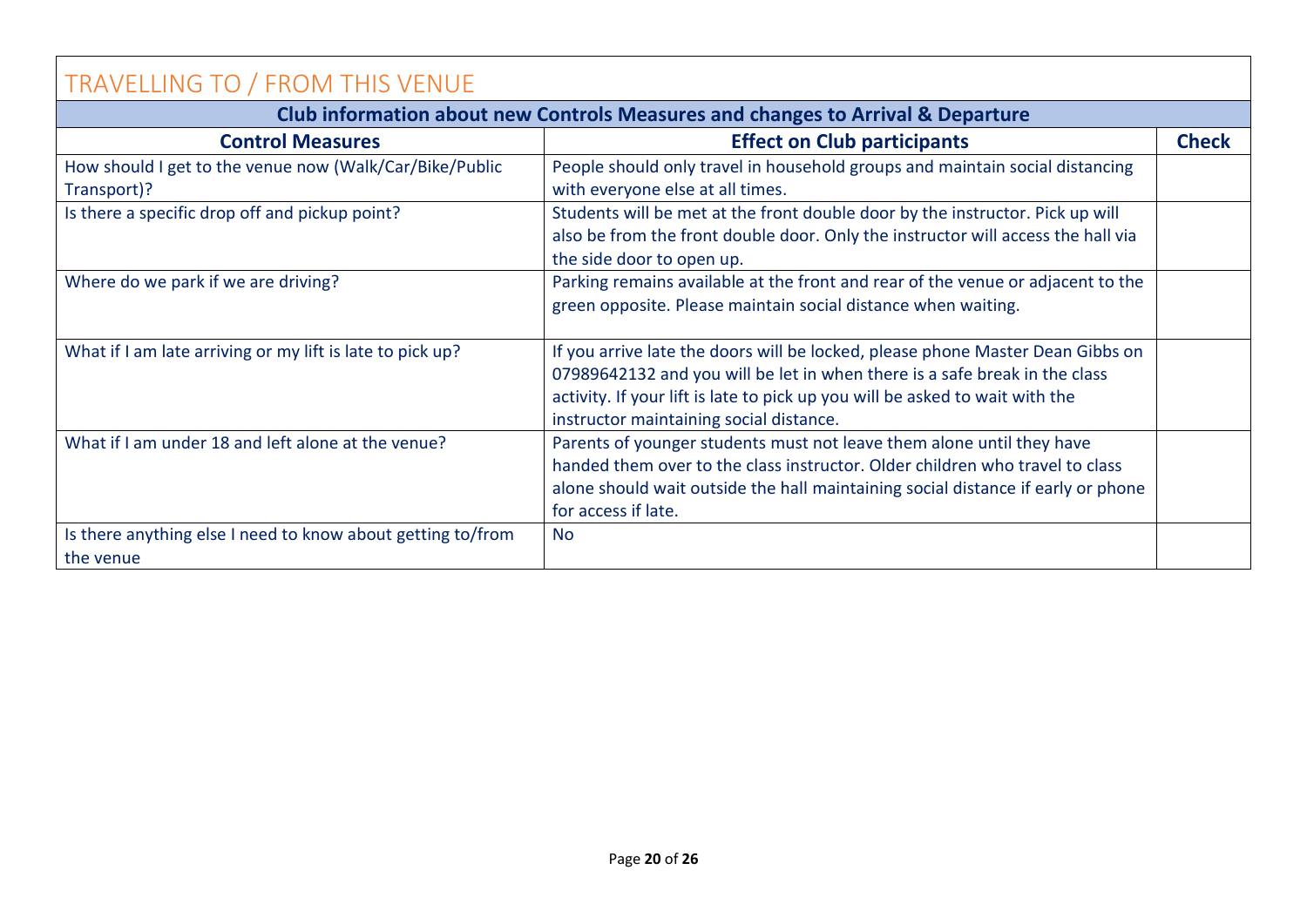# TRAVELLING TO / FROM THIS VENUE

| Club information about new Controls Measures and changes to Arrival & Departure | | |
|---|---|---|
| **Control Measures** | **Effect on Club participants** | **Check** |
| How should I get to the venue now (Walk/Car/Bike/Public Transport)? | People should only travel in household groups and maintain social distancing with everyone else at all times. | |
| Is there a specific drop off and pickup point? | Students will be met at the front double door by the instructor. Pick up will also be from the front double door. Only the instructor will access the hall via the side door to open up. | |
| Where do we park if we are driving? | Parking remains available at the front and rear of the venue or adjacent to the green opposite. Please maintain social distance when waiting. | |
| What if I am late arriving or my lift is late to pick up? | If you arrive late the doors will be locked, please phone Master Dean Gibbs on 07989642132 and you will be let in when there is a safe break in the class activity. If your lift is late to pick up you will be asked to wait with the instructor maintaining social distance. | |
| What if I am under 18 and left alone at the venue? | Parents of younger students must not leave them alone until they have handed them over to the class instructor. Older children who travel to class alone should wait outside the hall maintaining social distance if early or phone for access if late. | |
| Is there anything else I need to know about getting to/from the venue | No | |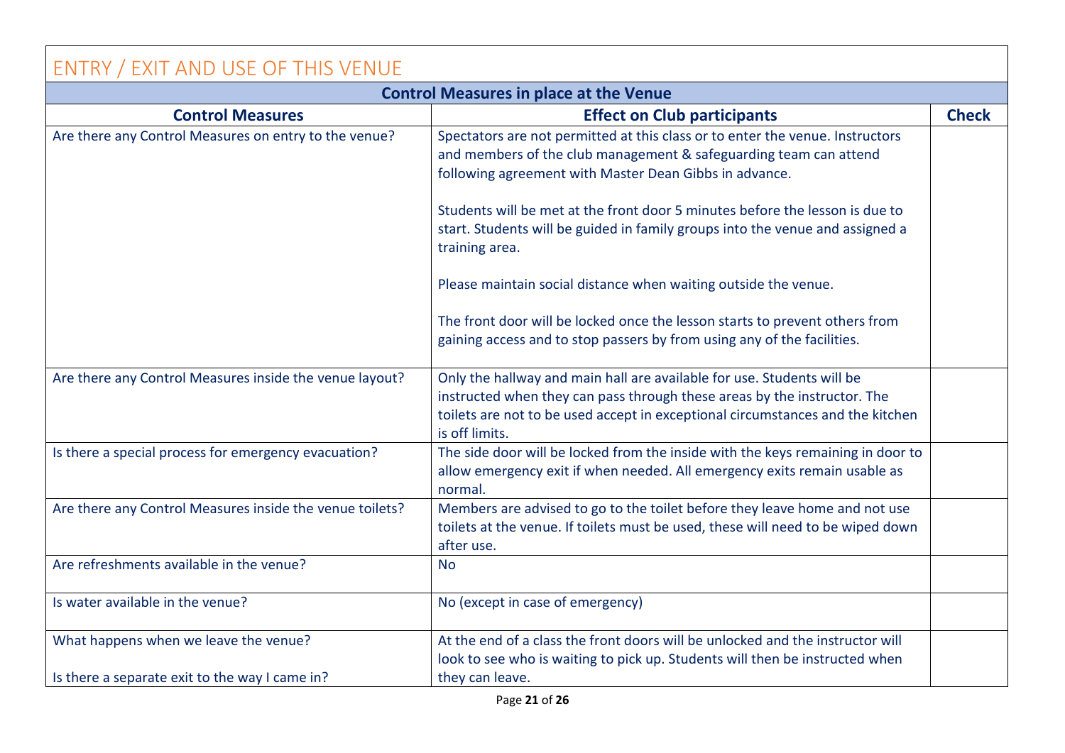# ENTRY / EXIT AND USE OF THIS VENUE

| Control Measures in place at the Venue | | |
|---|---|---|
| **Control Measures** | **Effect on Club participants** | **Check** |
| Are there any Control Measures on entry to the venue? | Spectators are not permitted at this class or to enter the venue. Instructors and members of the club management & safeguarding team can attend following agreement with Master Dean Gibbs in advance.<br><br>Students will be met at the front door 5 minutes before the lesson is due to start. Students will be guided in family groups into the venue and assigned a training area.<br><br>Please maintain social distance when waiting outside the venue.<br><br>The front door will be locked once the lesson starts to prevent others from gaining access and to stop passers by from using any of the facilities. | |
| Are there any Control Measures inside the venue layout? | Only the hallway and main hall are available for use. Students will be instructed when they can pass through these areas by the instructor. The toilets are not to be used accept in exceptional circumstances and the kitchen is off limits. | |
| Is there a special process for emergency evacuation? | The side door will be locked from the inside with the keys remaining in door to allow emergency exit if when needed. All emergency exits remain usable as normal. | |
| Are there any Control Measures inside the venue toilets? | Members are advised to go to the toilet before they leave home and not use toilets at the venue. If toilets must be used, these will need to be wiped down after use. | |
| Are refreshments available in the venue? | No | |
| Is water available in the venue? | No (except in case of emergency) | |
| What happens when we leave the venue?<br><br>Is there a separate exit to the way I came in? | At the end of a class the front doors will be unlocked and the instructor will look to see who is waiting to pick up. Students will then be instructed when they can leave. | |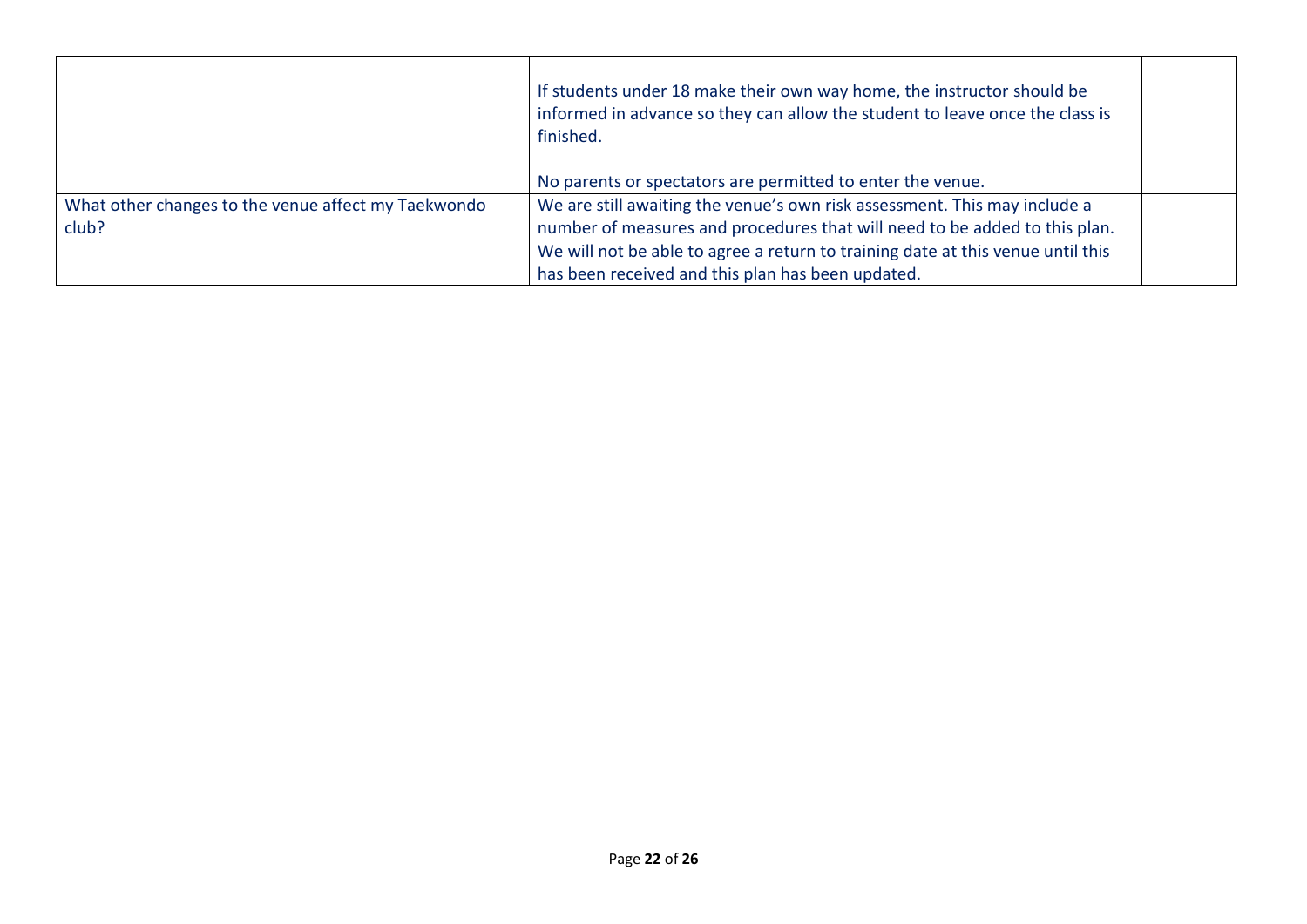| | | |
|---|---|---|
| | If students under 18 make their own way home, the instructor should be informed in advance so they can allow the student to leave once the class is finished.<br><br>No parents or spectators are permitted to enter the venue. | |
| What other changes to the venue affect my Taekwondo club? | We are still awaiting the venue's own risk assessment. This may include a number of measures and procedures that will need to be added to this plan. We will not be able to agree a return to training date at this venue until this has been received and this plan has been updated. | |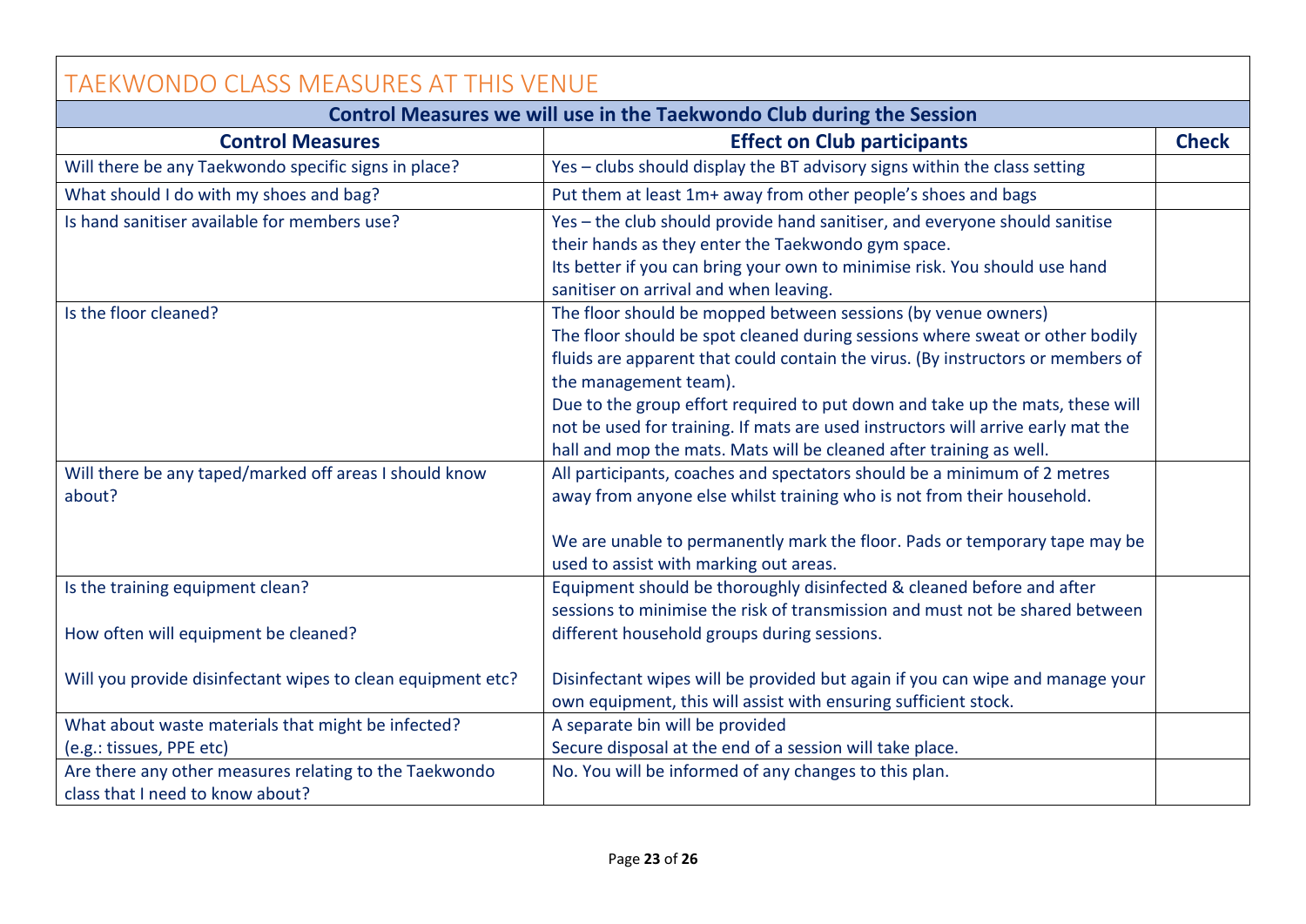# TAEKWONDO CLASS MEASURES AT THIS VENUE

| Control Measures we will use in the Taekwondo Club during the Session | | |
|---|---|---|
| **Control Measures** | **Effect on Club participants** | **Check** |
| Will there be any Taekwondo specific signs in place? | Yes – clubs should display the BT advisory signs within the class setting | |
| What should I do with my shoes and bag? | Put them at least 1m+ away from other people's shoes and bags | |
| Is hand sanitiser available for members use? | Yes – the club should provide hand sanitiser, and everyone should sanitise their hands as they enter the Taekwondo gym space.<br>Its better if you can bring your own to minimise risk. You should use hand sanitiser on arrival and when leaving. | |
| Is the floor cleaned? | The floor should be mopped between sessions (by venue owners)<br>The floor should be spot cleaned during sessions where sweat or other bodily fluids are apparent that could contain the virus. (By instructors or members of the management team).<br>Due to the group effort required to put down and take up the mats, these will not be used for training. If mats are used instructors will arrive early mat the hall and mop the mats. Mats will be cleaned after training as well. | |
| Will there be any taped/marked off areas I should know about? | All participants, coaches and spectators should be a minimum of 2 metres away from anyone else whilst training who is not from their household.<br><br>We are unable to permanently mark the floor. Pads or temporary tape may be used to assist with marking out areas. | |
| Is the training equipment clean?<br><br>How often will equipment be cleaned?<br><br>Will you provide disinfectant wipes to clean equipment etc? | Equipment should be thoroughly disinfected & cleaned before and after sessions to minimise the risk of transmission and must not be shared between different household groups during sessions.<br><br>Disinfectant wipes will be provided but again if you can wipe and manage your own equipment, this will assist with ensuring sufficient stock. | |
| What about waste materials that might be infected?<br>(e.g.: tissues, PPE etc) | A separate bin will be provided<br>Secure disposal at the end of a session will take place. | |
| Are there any other measures relating to the Taekwondo class that I need to know about? | No. You will be informed of any changes to this plan. | |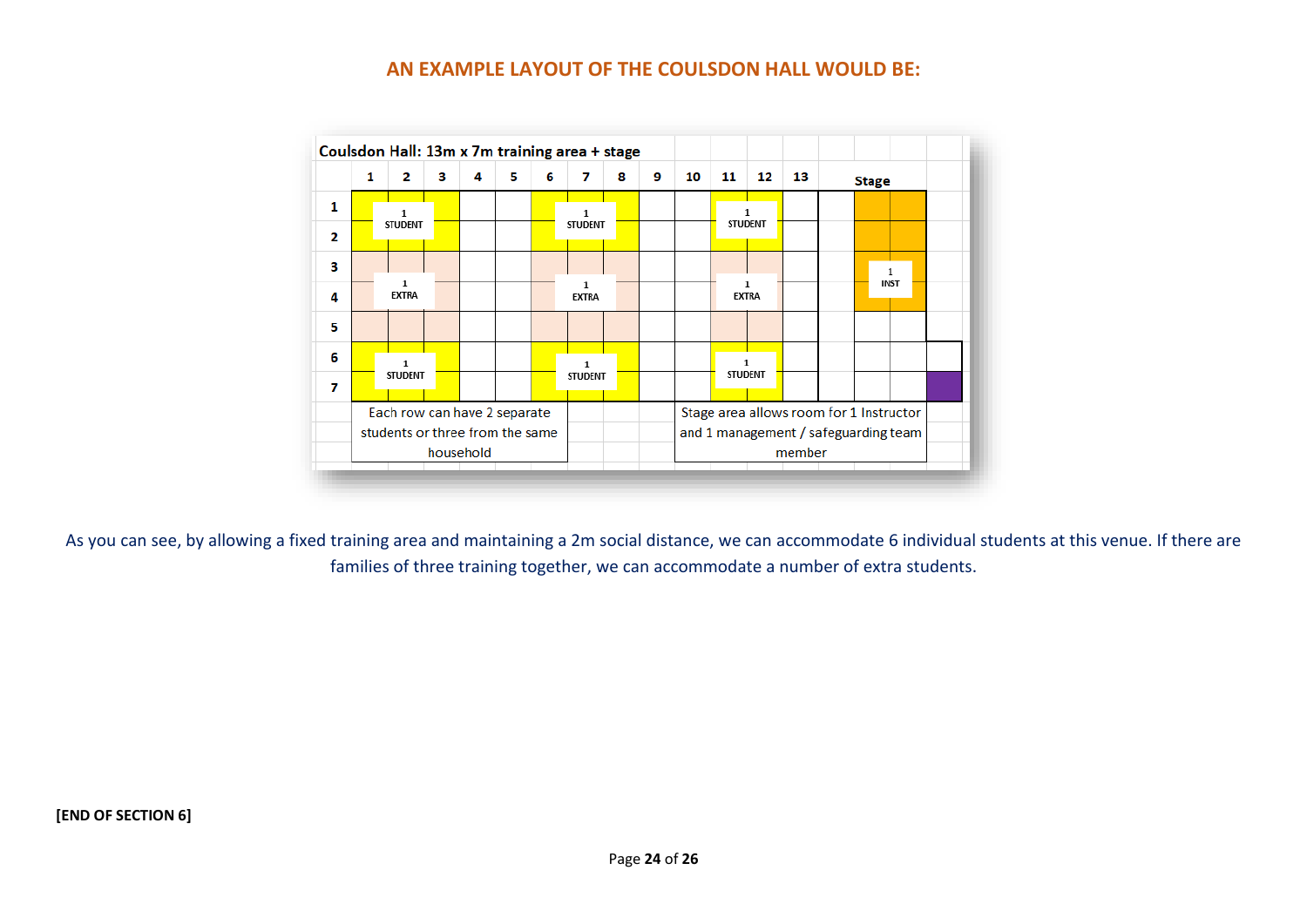## AN EXAMPLE LAYOUT OF THE COULSDON HALL WOULD BE:

**Coulsdon Hall: 13m x 7m training area + stage**

| | 1 | 2 | 3 | 4 | 5 | 6 | 7 | 8 | 9 | 10 | 11 | 12 | 13 | Stage | |
|---|---|---|---|---|---|---|---|---|---|---|---|---|---|---|---|
| **1** | | 1 STUDENT | | | | | 1 STUDENT | | | | 1 STUDENT | | | | |
| **2** | | | | | | | | | | | | | | | |
| **3** | | | | | | | | | | | | | | 1 INST | |
| **4** | | 1 EXTRA | | | | | 1 EXTRA | | | | 1 EXTRA | | | | |
| **5** | | | | | | | | | | | | | | | |
| **6** | | 1 STUDENT | | | | | 1 STUDENT | | | | 1 STUDENT | | | | |
| **7** | | | | | | | | | | | | | | | |

Each row can have 2 separate students or three from the same household

Stage area allows room for 1 Instructor and 1 management / safeguarding team member

As you can see, by allowing a fixed training area and maintaining a 2m social distance, we can accommodate 6 individual students at this venue. If there are families of three training together, we can accommodate a number of extra students.

**[END OF SECTION 6]**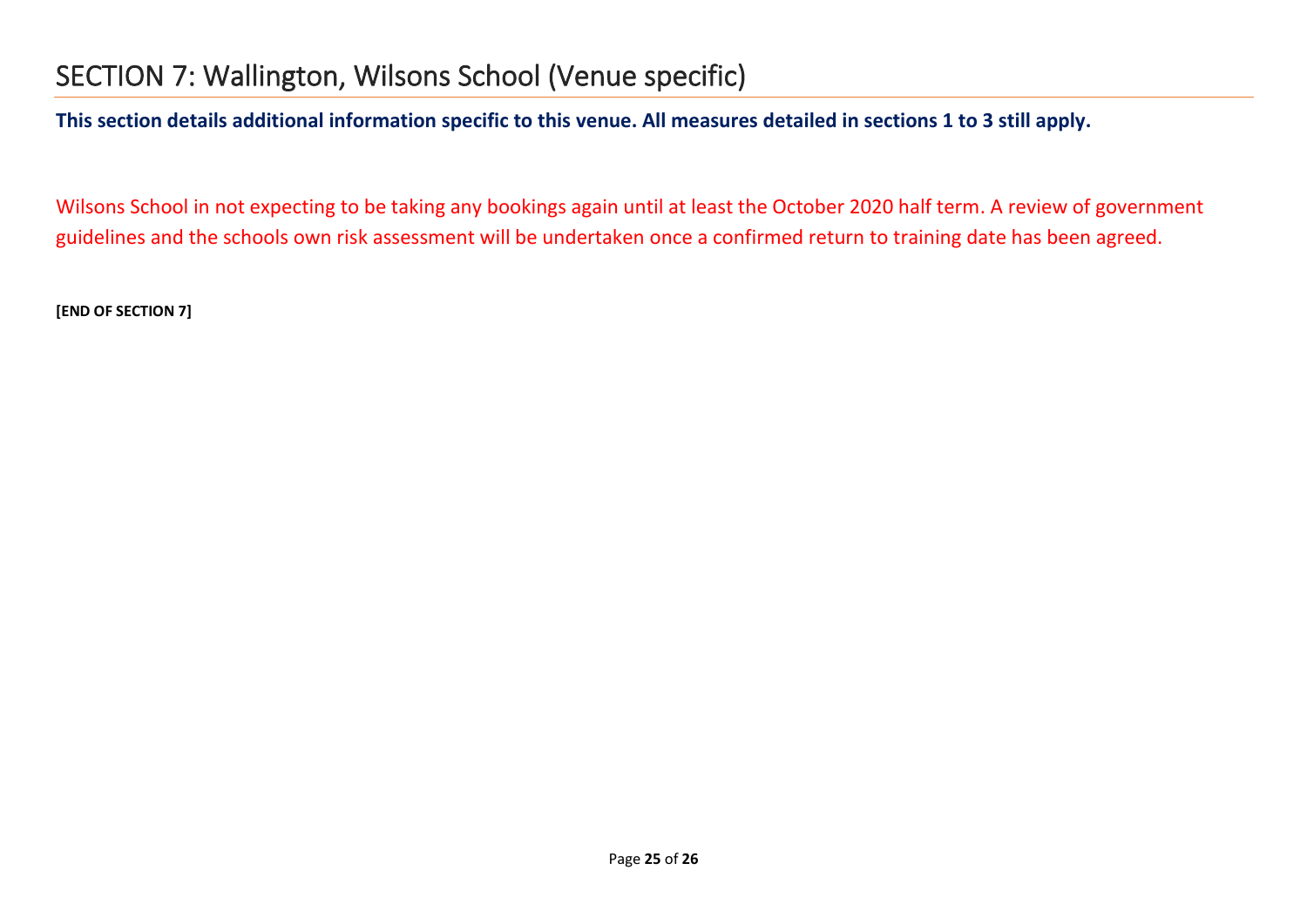# SECTION 7: Wallington, Wilsons School (Venue specific)

**This section details additional information specific to this venue. All measures detailed in sections 1 to 3 still apply.**

Wilsons School in not expecting to be taking any bookings again until at least the October 2020 half term. A review of government guidelines and the schools own risk assessment will be undertaken once a confirmed return to training date has been agreed.

**[END OF SECTION 7]**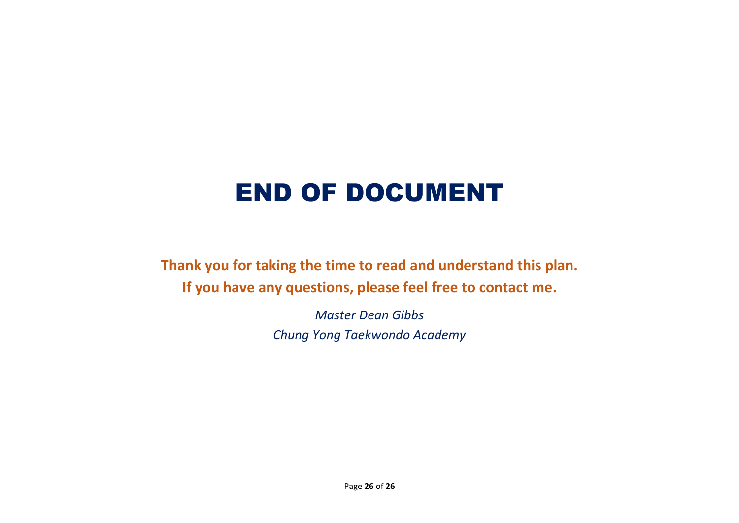# END OF DOCUMENT

**Thank you for taking the time to read and understand this plan.**
**If you have any questions, please feel free to contact me.**

*Master Dean Gibbs*
*Chung Yong Taekwondo Academy*